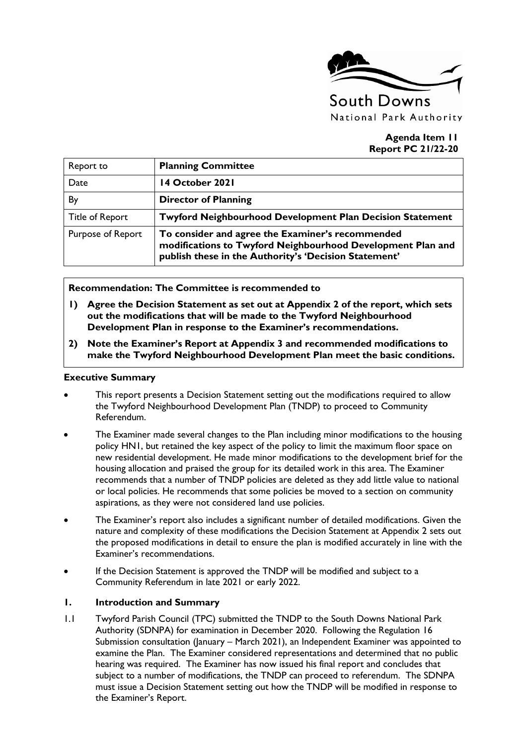South Downs
National Park Authority

**Agenda Item 11**
**Report PC 21/22-20**

| Report to | **Planning Committee** |
| --- | --- |
| Date | **14 October 2021** |
| By | **Director of Planning** |
| Title of Report | **Twyford Neighbourhood Development Plan Decision Statement** |
| Purpose of Report | **To consider and agree the Examiner's recommended modifications to Twyford Neighbourhood Development Plan and publish these in the Authority's 'Decision Statement'** |

**Recommendation: The Committee is recommended to**

1) **Agree the Decision Statement as set out at Appendix 2 of the report, which sets out the modifications that will be made to the Twyford Neighbourhood Development Plan in response to the Examiner's recommendations.**
2) **Note the Examiner's Report at Appendix 3 and recommended modifications to make the Twyford Neighbourhood Development Plan meet the basic conditions.**

**Executive Summary**

- This report presents a Decision Statement setting out the modifications required to allow the Twyford Neighbourhood Development Plan (TNDP) to proceed to Community Referendum.
- The Examiner made several changes to the Plan including minor modifications to the housing policy HN1, but retained the key aspect of the policy to limit the maximum floor space on new residential development. He made minor modifications to the development brief for the housing allocation and praised the group for its detailed work in this area. The Examiner recommends that a number of TNDP policies are deleted as they add little value to national or local policies. He recommends that some policies be moved to a section on community aspirations, as they were not considered land use policies.
- The Examiner's report also includes a significant number of detailed modifications. Given the nature and complexity of these modifications the Decision Statement at Appendix 2 sets out the proposed modifications in detail to ensure the plan is modified accurately in line with the Examiner's recommendations.
- If the Decision Statement is approved the TNDP will be modified and subject to a Community Referendum in late 2021 or early 2022.

## 1. Introduction and Summary

1.1 Twyford Parish Council (TPC) submitted the TNDP to the South Downs National Park Authority (SDNPA) for examination in December 2020. Following the Regulation 16 Submission consultation (January – March 2021), an Independent Examiner was appointed to examine the Plan. The Examiner considered representations and determined that no public hearing was required. The Examiner has now issued his final report and concludes that subject to a number of modifications, the TNDP can proceed to referendum. The SDNPA must issue a Decision Statement setting out how the TNDP will be modified in response to the Examiner's Report.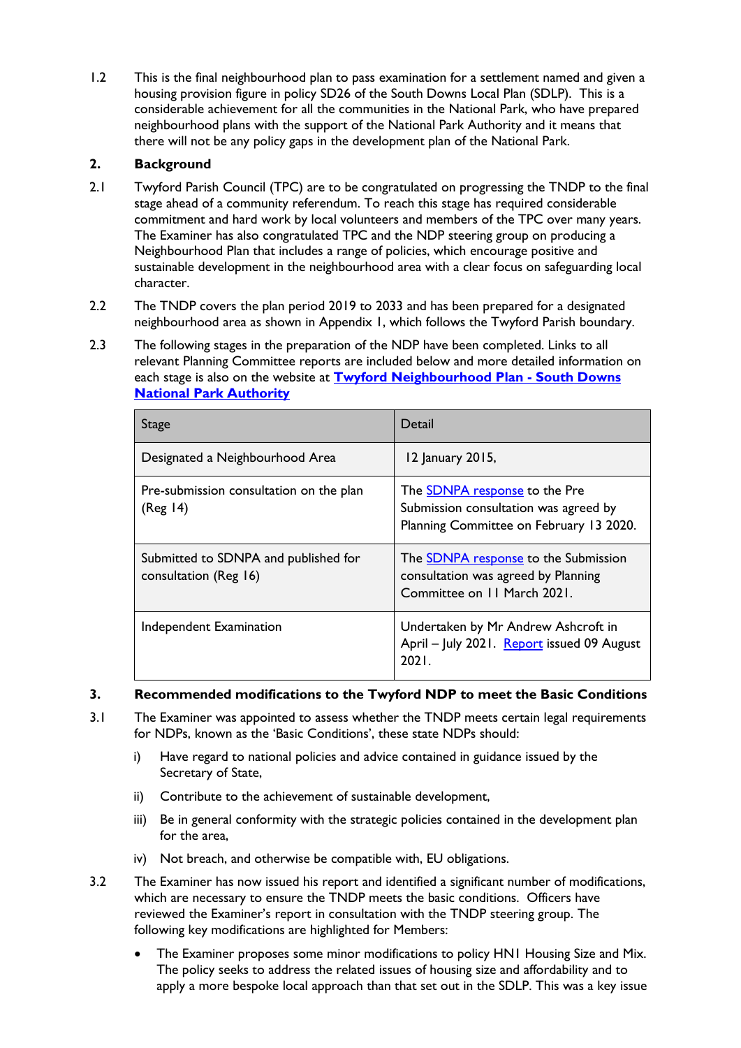1.2 This is the final neighbourhood plan to pass examination for a settlement named and given a housing provision figure in policy SD26 of the South Downs Local Plan (SDLP). This is a considerable achievement for all the communities in the National Park, who have prepared neighbourhood plans with the support of the National Park Authority and it means that there will not be any policy gaps in the development plan of the National Park.

## 2. Background

2.1 Twyford Parish Council (TPC) are to be congratulated on progressing the TNDP to the final stage ahead of a community referendum. To reach this stage has required considerable commitment and hard work by local volunteers and members of the TPC over many years. The Examiner has also congratulated TPC and the NDP steering group on producing a Neighbourhood Plan that includes a range of policies, which encourage positive and sustainable development in the neighbourhood area with a clear focus on safeguarding local character.

2.2 The TNDP covers the plan period 2019 to 2033 and has been prepared for a designated neighbourhood area as shown in Appendix 1, which follows the Twyford Parish boundary.

2.3 The following stages in the preparation of the NDP have been completed. Links to all relevant Planning Committee reports are included below and more detailed information on each stage is also on the website at **Twyford Neighbourhood Plan - South Downs National Park Authority**

| Stage | Detail |
|---|---|
| Designated a Neighbourhood Area | 12 January 2015, |
| Pre-submission consultation on the plan (Reg 14) | The SDNPA response to the Pre Submission consultation was agreed by Planning Committee on February 13 2020. |
| Submitted to SDNPA and published for consultation (Reg 16) | The SDNPA response to the Submission consultation was agreed by Planning Committee on 11 March 2021. |
| Independent Examination | Undertaken by Mr Andrew Ashcroft in April – July 2021. Report issued 09 August 2021. |

## 3. Recommended modifications to the Twyford NDP to meet the Basic Conditions

3.1 The Examiner was appointed to assess whether the TNDP meets certain legal requirements for NDPs, known as the 'Basic Conditions', these state NDPs should:

i) Have regard to national policies and advice contained in guidance issued by the Secretary of State,

ii) Contribute to the achievement of sustainable development,

iii) Be in general conformity with the strategic policies contained in the development plan for the area,

iv) Not breach, and otherwise be compatible with, EU obligations.

3.2 The Examiner has now issued his report and identified a significant number of modifications, which are necessary to ensure the TNDP meets the basic conditions. Officers have reviewed the Examiner's report in consultation with the TNDP steering group. The following key modifications are highlighted for Members:

- The Examiner proposes some minor modifications to policy HN1 Housing Size and Mix. The policy seeks to address the related issues of housing size and affordability and to apply a more bespoke local approach than that set out in the SDLP. This was a key issue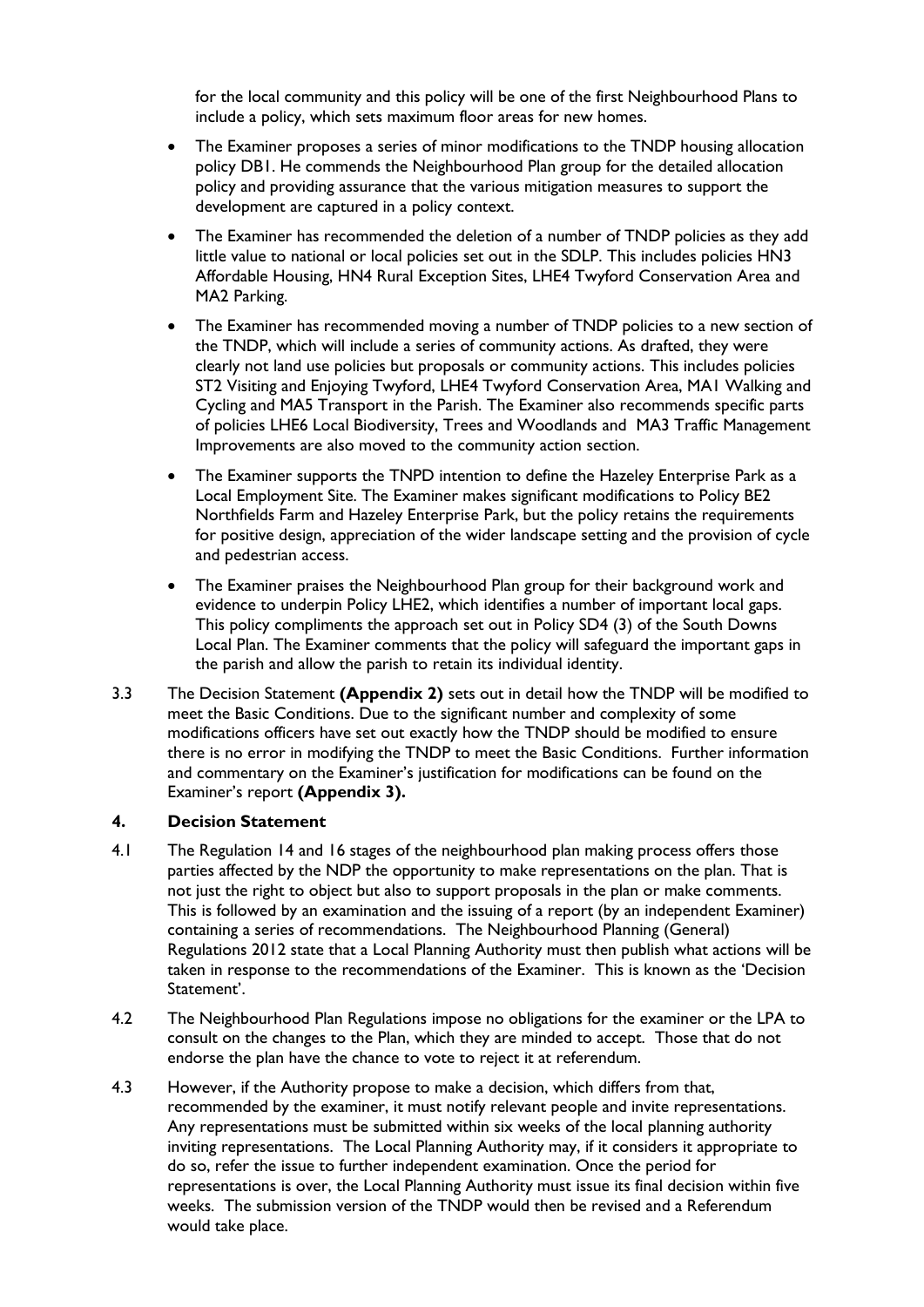for the local community and this policy will be one of the first Neighbourhood Plans to include a policy, which sets maximum floor areas for new homes.

- The Examiner proposes a series of minor modifications to the TNDP housing allocation policy DB1. He commends the Neighbourhood Plan group for the detailed allocation policy and providing assurance that the various mitigation measures to support the development are captured in a policy context.
- The Examiner has recommended the deletion of a number of TNDP policies as they add little value to national or local policies set out in the SDLP. This includes policies HN3 Affordable Housing, HN4 Rural Exception Sites, LHE4 Twyford Conservation Area and MA2 Parking.
- The Examiner has recommended moving a number of TNDP policies to a new section of the TNDP, which will include a series of community actions. As drafted, they were clearly not land use policies but proposals or community actions. This includes policies ST2 Visiting and Enjoying Twyford, LHE4 Twyford Conservation Area, MA1 Walking and Cycling and MA5 Transport in the Parish. The Examiner also recommends specific parts of policies LHE6 Local Biodiversity, Trees and Woodlands and MA3 Traffic Management Improvements are also moved to the community action section.
- The Examiner supports the TNPD intention to define the Hazeley Enterprise Park as a Local Employment Site. The Examiner makes significant modifications to Policy BE2 Northfields Farm and Hazeley Enterprise Park, but the policy retains the requirements for positive design, appreciation of the wider landscape setting and the provision of cycle and pedestrian access.
- The Examiner praises the Neighbourhood Plan group for their background work and evidence to underpin Policy LHE2, which identifies a number of important local gaps. This policy compliments the approach set out in Policy SD4 (3) of the South Downs Local Plan. The Examiner comments that the policy will safeguard the important gaps in the parish and allow the parish to retain its individual identity.

3.3 The Decision Statement **(Appendix 2)** sets out in detail how the TNDP will be modified to meet the Basic Conditions. Due to the significant number and complexity of some modifications officers have set out exactly how the TNDP should be modified to ensure there is no error in modifying the TNDP to meet the Basic Conditions. Further information and commentary on the Examiner's justification for modifications can be found on the Examiner's report **(Appendix 3).**

## 4. Decision Statement

4.1 The Regulation 14 and 16 stages of the neighbourhood plan making process offers those parties affected by the NDP the opportunity to make representations on the plan. That is not just the right to object but also to support proposals in the plan or make comments. This is followed by an examination and the issuing of a report (by an independent Examiner) containing a series of recommendations. The Neighbourhood Planning (General) Regulations 2012 state that a Local Planning Authority must then publish what actions will be taken in response to the recommendations of the Examiner. This is known as the 'Decision Statement'.

4.2 The Neighbourhood Plan Regulations impose no obligations for the examiner or the LPA to consult on the changes to the Plan, which they are minded to accept. Those that do not endorse the plan have the chance to vote to reject it at referendum.

4.3 However, if the Authority propose to make a decision, which differs from that, recommended by the examiner, it must notify relevant people and invite representations. Any representations must be submitted within six weeks of the local planning authority inviting representations. The Local Planning Authority may, if it considers it appropriate to do so, refer the issue to further independent examination. Once the period for representations is over, the Local Planning Authority must issue its final decision within five weeks. The submission version of the TNDP would then be revised and a Referendum would take place.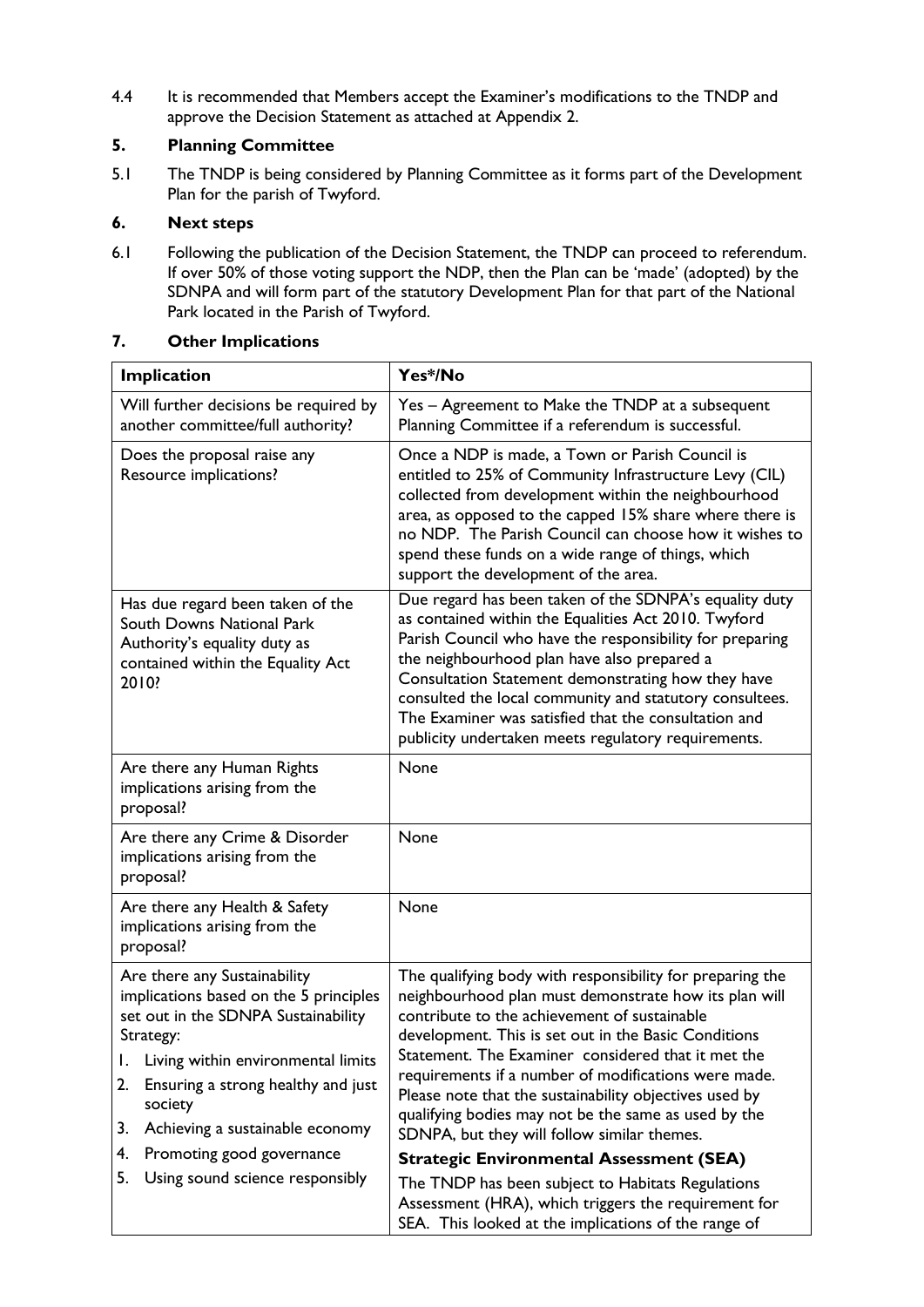4.4 It is recommended that Members accept the Examiner's modifications to the TNDP and approve the Decision Statement as attached at Appendix 2.

## 5. Planning Committee

5.1 The TNDP is being considered by Planning Committee as it forms part of the Development Plan for the parish of Twyford.

## 6. Next steps

6.1 Following the publication of the Decision Statement, the TNDP can proceed to referendum. If over 50% of those voting support the NDP, then the Plan can be 'made' (adopted) by the SDNPA and will form part of the statutory Development Plan for that part of the National Park located in the Parish of Twyford.

## 7. Other Implications

| Implication | Yes*/No |
|---|---|
| Will further decisions be required by another committee/full authority? | Yes – Agreement to Make the TNDP at a subsequent Planning Committee if a referendum is successful. |
| Does the proposal raise any Resource implications? | Once a NDP is made, a Town or Parish Council is entitled to 25% of Community Infrastructure Levy (CIL) collected from development within the neighbourhood area, as opposed to the capped 15% share where there is no NDP. The Parish Council can choose how it wishes to spend these funds on a wide range of things, which support the development of the area. |
| Has due regard been taken of the South Downs National Park Authority's equality duty as contained within the Equality Act 2010? | Due regard has been taken of the SDNPA's equality duty as contained within the Equalities Act 2010. Twyford Parish Council who have the responsibility for preparing the neighbourhood plan have also prepared a Consultation Statement demonstrating how they have consulted the local community and statutory consultees. The Examiner was satisfied that the consultation and publicity undertaken meets regulatory requirements. |
| Are there any Human Rights implications arising from the proposal? | None |
| Are there any Crime & Disorder implications arising from the proposal? | None |
| Are there any Health & Safety implications arising from the proposal? | None |
| Are there any Sustainability implications based on the 5 principles set out in the SDNPA Sustainability Strategy:<br>1. Living within environmental limits<br>2. Ensuring a strong healthy and just society<br>3. Achieving a sustainable economy<br>4. Promoting good governance<br>5. Using sound science responsibly | The qualifying body with responsibility for preparing the neighbourhood plan must demonstrate how its plan will contribute to the achievement of sustainable development. This is set out in the Basic Conditions Statement. The Examiner considered that it met the requirements if a number of modifications were made. Please note that the sustainability objectives used by qualifying bodies may not be the same as used by the SDNPA, but they will follow similar themes.<br>**Strategic Environmental Assessment (SEA)**<br>The TNDP has been subject to Habitats Regulations Assessment (HRA), which triggers the requirement for SEA. This looked at the implications of the range of |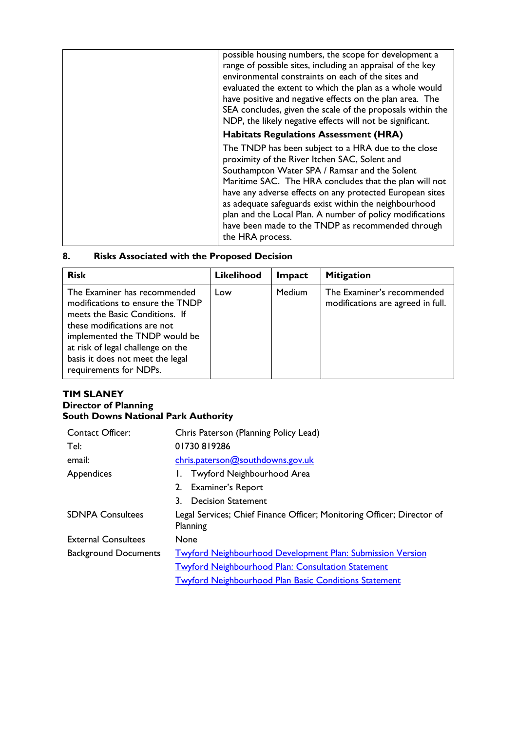| | possible housing numbers, the scope for development a range of possible sites, including an appraisal of the key environmental constraints on each of the sites and evaluated the extent to which the plan as a whole would have positive and negative effects on the plan area. The SEA concludes, given the scale of the proposals within the NDP, the likely negative effects will not be significant.<br>**Habitats Regulations Assessment (HRA)**<br>The TNDP has been subject to a HRA due to the close proximity of the River Itchen SAC, Solent and Southampton Water SPA / Ramsar and the Solent Maritime SAC. The HRA concludes that the plan will not have any adverse effects on any protected European sites as adequate safeguards exist within the neighbourhood plan and the Local Plan. A number of policy modifications have been made to the TNDP as recommended through the HRA process. |
|---|---|

## 8. Risks Associated with the Proposed Decision

| Risk | Likelihood | Impact | Mitigation |
|---|---|---|---|
| The Examiner has recommended modifications to ensure the TNDP meets the Basic Conditions. If these modifications are not implemented the TNDP would be at risk of legal challenge on the basis it does not meet the legal requirements for NDPs. | Low | Medium | The Examiner's recommended modifications are agreed in full. |

**TIM SLANEY**
**Director of Planning**
**South Downs National Park Authority**

| | |
|---|---|
| Contact Officer: | Chris Paterson (Planning Policy Lead) |
| Tel: | 01730 819286 |
| email: | chris.paterson@southdowns.gov.uk |
| Appendices | 1. Twyford Neighbourhood Area<br>2. Examiner's Report<br>3. Decision Statement |
| SDNPA Consultees | Legal Services; Chief Finance Officer; Monitoring Officer; Director of Planning |
| External Consultees | None |
| Background Documents | Twyford Neighbourhood Development Plan: Submission Version<br>Twyford Neighbourhood Plan: Consultation Statement<br>Twyford Neighbourhood Plan Basic Conditions Statement |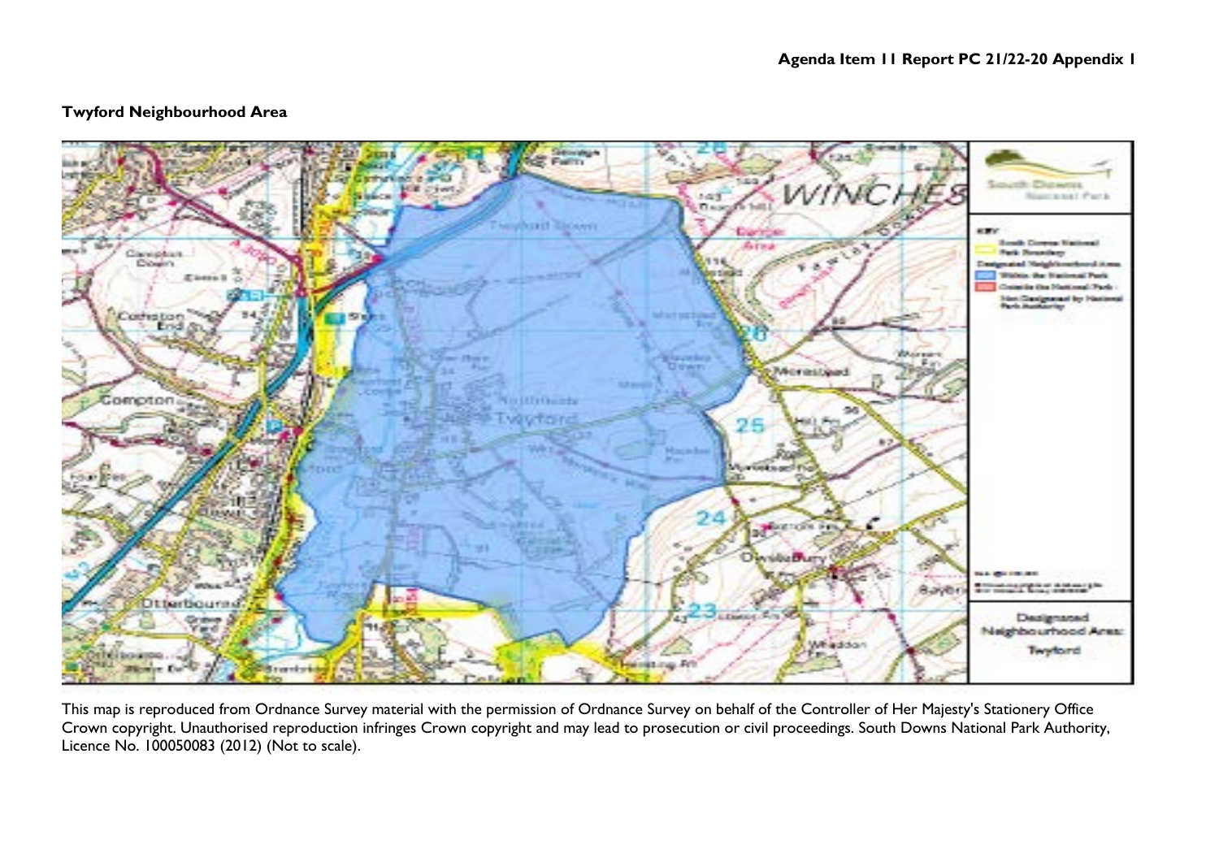**Twyford Neighbourhood Area**

This map is reproduced from Ordnance Survey material with the permission of Ordnance Survey on behalf of the Controller of Her Majesty's Stationery Office Crown copyright. Unauthorised reproduction infringes Crown copyright and may lead to prosecution or civil proceedings. South Downs National Park Authority, Licence No. 100050083 (2012) (Not to scale).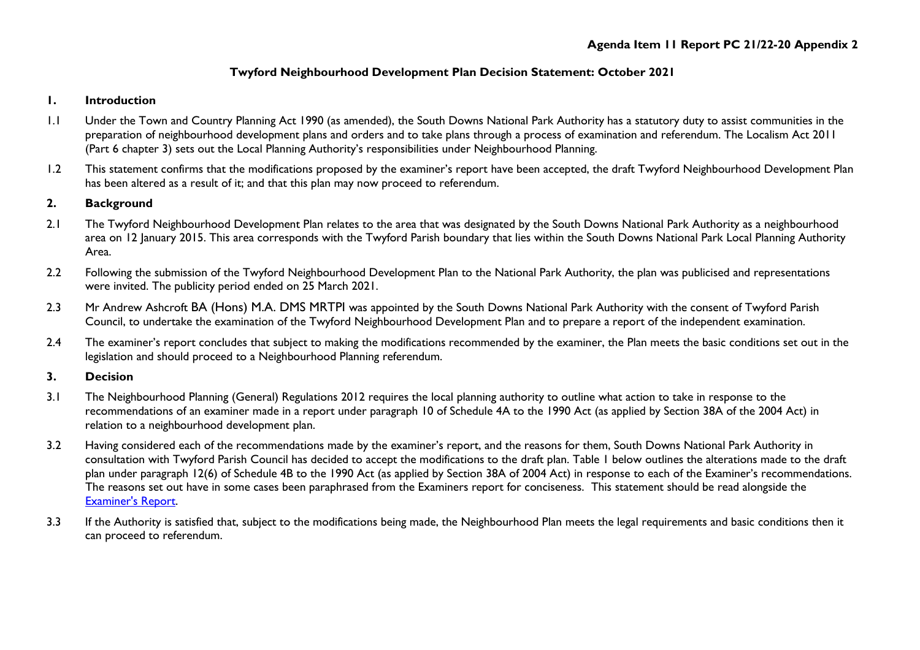**Agenda Item 11 Report PC 21/22-20 Appendix 2**

# Twyford Neighbourhood Development Plan Decision Statement: October 2021

## 1. Introduction

1.1 Under the Town and Country Planning Act 1990 (as amended), the South Downs National Park Authority has a statutory duty to assist communities in the preparation of neighbourhood development plans and orders and to take plans through a process of examination and referendum. The Localism Act 2011 (Part 6 chapter 3) sets out the Local Planning Authority's responsibilities under Neighbourhood Planning.

1.2 This statement confirms that the modifications proposed by the examiner's report have been accepted, the draft Twyford Neighbourhood Development Plan has been altered as a result of it; and that this plan may now proceed to referendum.

## 2. Background

2.1 The Twyford Neighbourhood Development Plan relates to the area that was designated by the South Downs National Park Authority as a neighbourhood area on 12 January 2015. This area corresponds with the Twyford Parish boundary that lies within the South Downs National Park Local Planning Authority Area.

2.2 Following the submission of the Twyford Neighbourhood Development Plan to the National Park Authority, the plan was publicised and representations were invited. The publicity period ended on 25 March 2021.

2.3 Mr Andrew Ashcroft BA (Hons) M.A. DMS MRTPI was appointed by the South Downs National Park Authority with the consent of Twyford Parish Council, to undertake the examination of the Twyford Neighbourhood Development Plan and to prepare a report of the independent examination.

2.4 The examiner's report concludes that subject to making the modifications recommended by the examiner, the Plan meets the basic conditions set out in the legislation and should proceed to a Neighbourhood Planning referendum.

## 3. Decision

3.1 The Neighbourhood Planning (General) Regulations 2012 requires the local planning authority to outline what action to take in response to the recommendations of an examiner made in a report under paragraph 10 of Schedule 4A to the 1990 Act (as applied by Section 38A of the 2004 Act) in relation to a neighbourhood development plan.

3.2 Having considered each of the recommendations made by the examiner's report, and the reasons for them, South Downs National Park Authority in consultation with Twyford Parish Council has decided to accept the modifications to the draft plan. Table 1 below outlines the alterations made to the draft plan under paragraph 12(6) of Schedule 4B to the 1990 Act (as applied by Section 38A of 2004 Act) in response to each of the Examiner's recommendations. The reasons set out have in some cases been paraphrased from the Examiners report for conciseness. This statement should be read alongside the Examiner's Report.

3.3 If the Authority is satisfied that, subject to the modifications being made, the Neighbourhood Plan meets the legal requirements and basic conditions then it can proceed to referendum.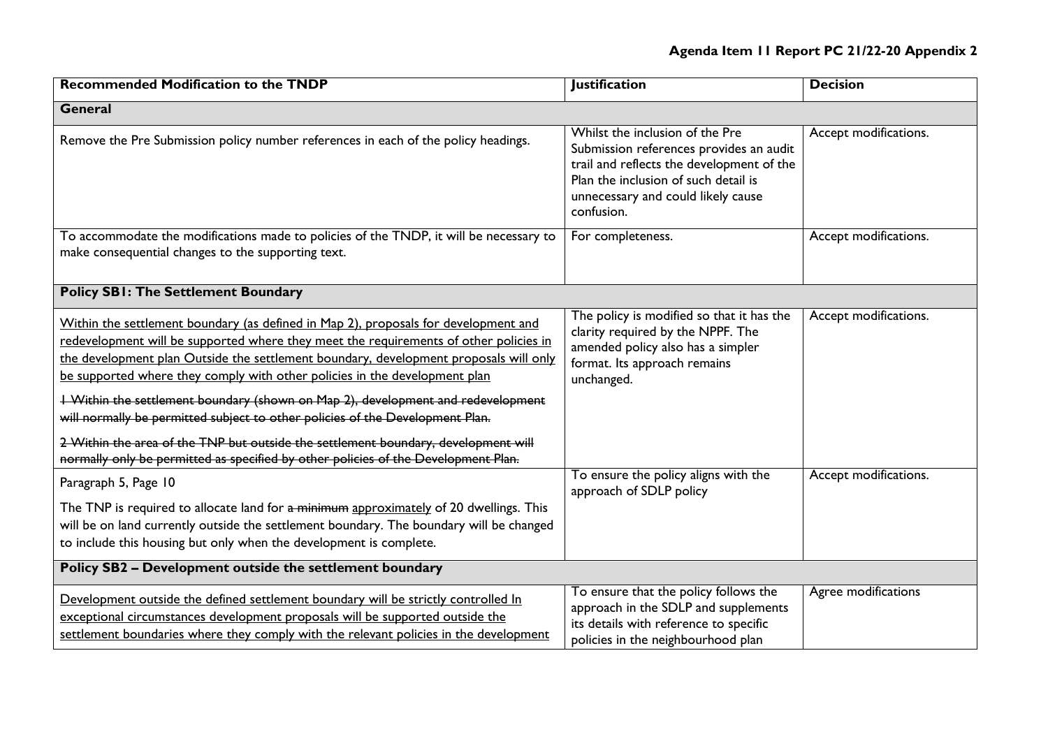**Agenda Item 11 Report PC 21/22-20 Appendix 2**

| **Recommended Modification to the TNDP** | **Justification** | **Decision** |
|---|---|---|
| **General** | | |
| Remove the Pre Submission policy number references in each of the policy headings. | Whilst the inclusion of the Pre Submission references provides an audit trail and reflects the development of the Plan the inclusion of such detail is unnecessary and could likely cause confusion. | Accept modifications. |
| To accommodate the modifications made to policies of the TNDP, it will be necessary to make consequential changes to the supporting text. | For completeness. | Accept modifications. |
| **Policy SB1: The Settlement Boundary** | | |
| <u>Within the settlement boundary (as defined in Map 2), proposals for development and redevelopment will be supported where they meet the requirements of other policies in the development plan Outside the settlement boundary, development proposals will only be supported where they comply with other policies in the development plan</u><br><br>~~1 Within the settlement boundary (shown on Map 2), development and redevelopment will normally be permitted subject to other policies of the Development Plan.~~<br><br>~~2 Within the area of the TNP but outside the settlement boundary, development will normally only be permitted as specified by other policies of the Development Plan.~~ | The policy is modified so that it has the clarity required by the NPPF. The amended policy also has a simpler format. Its approach remains unchanged. | Accept modifications. |
| Paragraph 5, Page 10<br><br>The TNP is required to allocate land for ~~a minimum~~ <u>approximately</u> of 20 dwellings. This will be on land currently outside the settlement boundary. The boundary will be changed to include this housing but only when the development is complete. | To ensure the policy aligns with the approach of SDLP policy | Accept modifications. |
| **Policy SB2 – Development outside the settlement boundary** | | |
| <u>Development outside the defined settlement boundary will be strictly controlled In exceptional circumstances development proposals will be supported outside the settlement boundaries where they comply with the relevant policies in the development</u> | To ensure that the policy follows the approach in the SDLP and supplements its details with reference to specific policies in the neighbourhood plan | Agree modifications |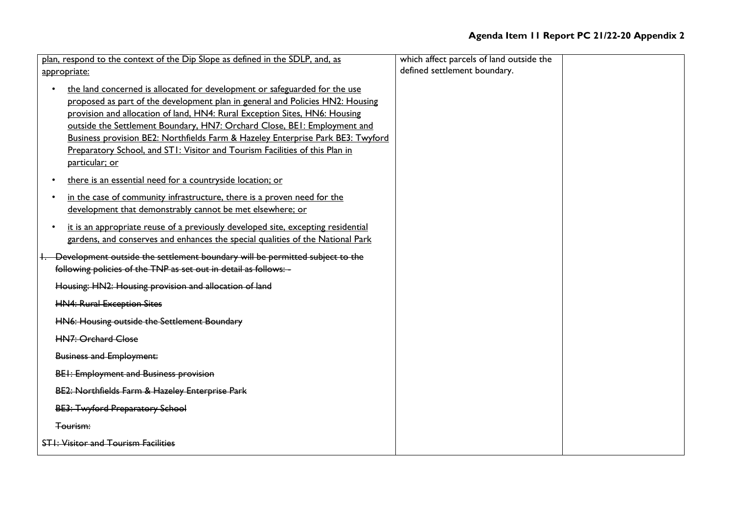| | | |
|---|---|---|
| <u>plan, respond to the context of the Dip Slope as defined in the SDLP, and, as appropriate:</u><br><br>• <u>the land concerned is allocated for development or safeguarded for the use proposed as part of the development plan in general and Policies HN2: Housing provision and allocation of land, HN4: Rural Exception Sites, HN6: Housing outside the Settlement Boundary, HN7: Orchard Close, BE1: Employment and Business provision BE2: Northfields Farm & Hazeley Enterprise Park BE3: Twyford Preparatory School, and ST1: Visitor and Tourism Facilities of this Plan in particular; or</u><br>• <u>there is an essential need for a countryside location; or</u><br>• <u>in the case of community infrastructure, there is a proven need for the development that demonstrably cannot be met elsewhere; or</u><br>• <u>it is an appropriate reuse of a previously developed site, excepting residential gardens, and conserves and enhances the special qualities of the National Park</u><br><br>~~1. Development outside the settlement boundary will be permitted subject to the following policies of the TNP as set out in detail as follows: -~~<br><br>~~Housing: HN2: Housing provision and allocation of land~~<br><br>~~HN4: Rural Exception Sites~~<br><br>~~HN6: Housing outside the Settlement Boundary~~<br><br>~~HN7: Orchard Close~~<br><br>~~Business and Employment:~~<br><br>~~BE1: Employment and Business provision~~<br><br>~~BE2: Northfields Farm & Hazeley Enterprise Park~~<br><br>~~BE3: Twyford Preparatory School~~<br><br>~~Tourism:~~<br><br>~~ST1: Visitor and Tourism Facilities~~ | which affect parcels of land outside the defined settlement boundary. | |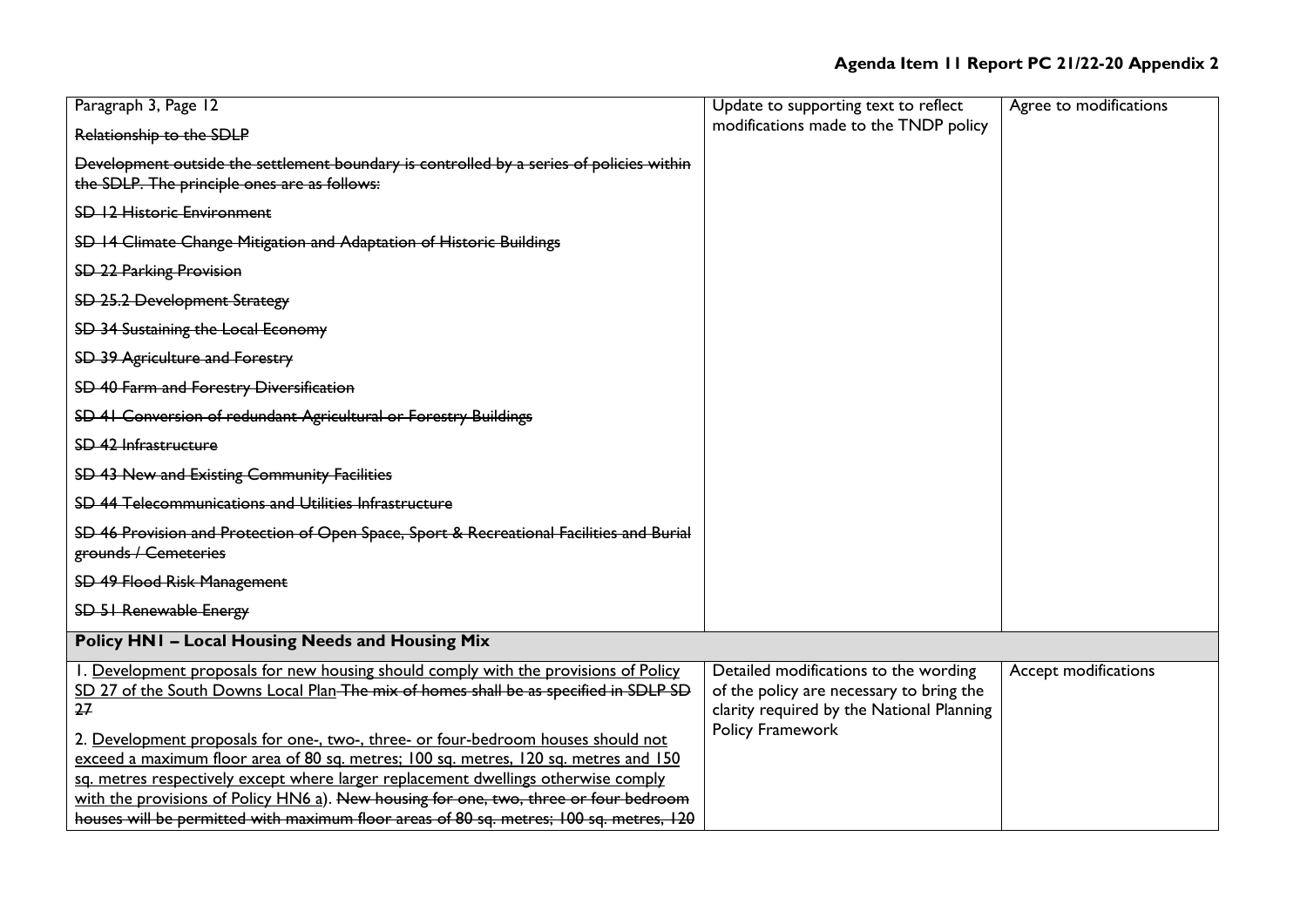| | | |
|---|---|---|
| Paragraph 3, Page 12<br><br>~~Relationship to the SDLP~~<br><br>~~Development outside the settlement boundary is controlled by a series of policies within the SDLP. The principle ones are as follows:~~<br><br>~~SD 12 Historic Environment~~<br><br>~~SD 14 Climate Change Mitigation and Adaptation of Historic Buildings~~<br><br>~~SD 22 Parking Provision~~<br><br>~~SD 25.2 Development Strategy~~<br><br>~~SD 34 Sustaining the Local Economy~~<br><br>~~SD 39 Agriculture and Forestry~~<br><br>~~SD 40 Farm and Forestry Diversification~~<br><br>~~SD 41 Conversion of redundant Agricultural or Forestry Buildings~~<br><br>~~SD 42 Infrastructure~~<br><br>~~SD 43 New and Existing Community Facilities~~<br><br>~~SD 44 Telecommunications and Utilities Infrastructure~~<br><br>~~SD 46 Provision and Protection of Open Space, Sport & Recreational Facilities and Burial grounds / Cemeteries~~<br><br>~~SD 49 Flood Risk Management~~<br><br>~~SD 51 Renewable Energy~~ | Update to supporting text to reflect modifications made to the TNDP policy | Agree to modifications |
| **Policy HN1 – Local Housing Needs and Housing Mix** | | |
| 1. <u>Development proposals for new housing should comply with the provisions of Policy SD 27 of the South Downs Local Plan</u> ~~The mix of homes shall be as specified in SDLP SD 27~~<br><br>2. <u>Development proposals for one-, two-, three- or four-bedroom houses should not exceed a maximum floor area of 80 sq. metres; 100 sq. metres, 120 sq. metres and 150 sq. metres respectively except where larger replacement dwellings otherwise comply with the provisions of Policy HN6 a)</u>. ~~New housing for one, two, three or four bedroom houses will be permitted with maximum floor areas of 80 sq. metres; 100 sq. metres, 120~~ | Detailed modifications to the wording of the policy are necessary to bring the clarity required by the National Planning Policy Framework | Accept modifications |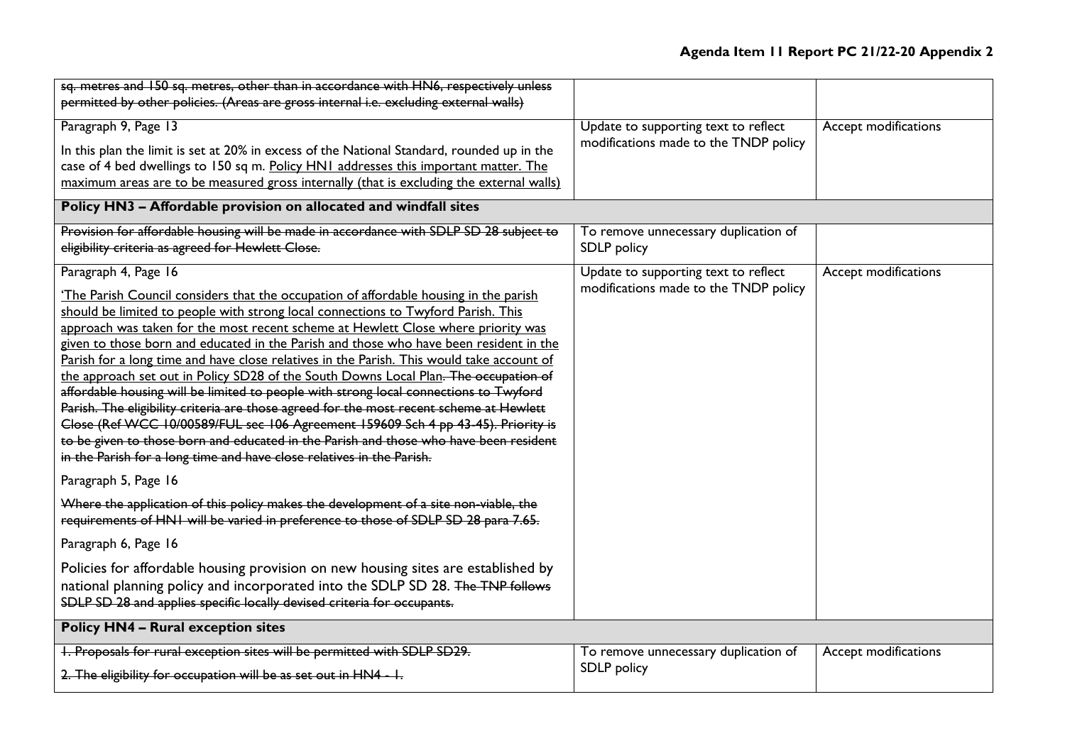| | | |
|---|---|---|
| ~~sq. metres and 150 sq. metres, other than in accordance with HN6, respectively unless permitted by other policies. (Areas are gross internal i.e. excluding external walls)~~ | | |
| Paragraph 9, Page 13<br><br>In this plan the limit is set at 20% in excess of the National Standard, rounded up in the case of 4 bed dwellings to 150 sq m. <u>Policy HN1 addresses this important matter. The maximum areas are to be measured gross internally (that is excluding the external walls)</u> | Update to supporting text to reflect modifications made to the TNDP policy | Accept modifications |
| **Policy HN3 – Affordable provision on allocated and windfall sites** | | |
| ~~Provision for affordable housing will be made in accordance with SDLP SD 28 subject to eligibility criteria as agreed for Hewlett Close.~~ | To remove unnecessary duplication of SDLP policy | |
| Paragraph 4, Page 16<br><br><u>'The Parish Council considers that the occupation of affordable housing in the parish should be limited to people with strong local connections to Twyford Parish. This approach was taken for the most recent scheme at Hewlett Close where priority was given to those born and educated in the Parish and those who have been resident in the Parish for a long time and have close relatives in the Parish. This would take account of the approach set out in Policy SD28 of the South Downs Local Plan</u>~~. The occupation of affordable housing will be limited to people with strong local connections to Twyford Parish. The eligibility criteria are those agreed for the most recent scheme at Hewlett Close (Ref WCC 10/00589/FUL sec 106 Agreement 159609 Sch 4 pp 43-45). Priority is to be given to those born and educated in the Parish and those who have been resident in the Parish for a long time and have close relatives in the Parish.~~<br><br>Paragraph 5, Page 16<br><br>~~Where the application of this policy makes the development of a site non-viable, the requirements of HN1 will be varied in preference to those of SDLP SD 28 para 7.65.~~<br><br>Paragraph 6, Page 16<br><br>Policies for affordable housing provision on new housing sites are established by national planning policy and incorporated into the SDLP SD 28. ~~The TNP follows SDLP SD 28 and applies specific locally devised criteria for occupants.~~ | Update to supporting text to reflect modifications made to the TNDP policy | Accept modifications |
| **Policy HN4 – Rural exception sites** | | |
| ~~1. Proposals for rural exception sites will be permitted with SDLP SD29.~~<br><br>~~2. The eligibility for occupation will be as set out in HN4 - 1.~~ | To remove unnecessary duplication of SDLP policy | Accept modifications |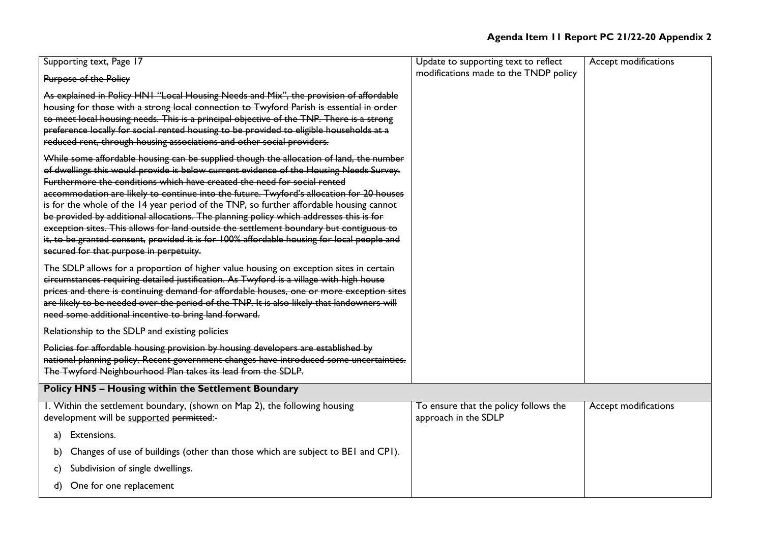| | | |
|---|---|---|
| Supporting text, Page 17<br><br>~~Purpose of the Policy~~<br><br>~~As explained in Policy HN1 "Local Housing Needs and Mix", the provision of affordable housing for those with a strong local connection to Twyford Parish is essential in order to meet local housing needs. This is a principal objective of the TNP. There is a strong preference locally for social rented housing to be provided to eligible households at a reduced rent, through housing associations and other social providers.~~<br><br>~~While some affordable housing can be supplied though the allocation of land, the number of dwellings this would provide is below current evidence of the Housing Needs Survey. Furthermore the conditions which have created the need for social rented accommodation are likely to continue into the future. Twyford's allocation for 20 houses is for the whole of the 14 year period of the TNP, so further affordable housing cannot be provided by additional allocations. The planning policy which addresses this is for exception sites. This allows for land outside the settlement boundary but contiguous to it, to be granted consent, provided it is for 100% affordable housing for local people and secured for that purpose in perpetuity.~~<br><br>~~The SDLP allows for a proportion of higher value housing on exception sites in certain circumstances requiring detailed justification. As Twyford is a village with high house prices and there is continuing demand for affordable houses, one or more exception sites are likely to be needed over the period of the TNP. It is also likely that landowners will need some additional incentive to bring land forward.~~<br><br>~~Relationship to the SDLP and existing policies~~<br><br>~~Policies for affordable housing provision by housing developers are established by national planning policy. Recent government changes have introduced some uncertainties. The Twyford Neighbourhood Plan takes its lead from the SDLP.~~ | Update to supporting text to reflect modifications made to the TNDP policy | Accept modifications |
| **Policy HN5 – Housing within the Settlement Boundary** | | |
| 1. Within the settlement boundary, (shown on Map 2), the following housing development will be <u>supported</u> ~~permitted~~:-<br><br>a) Extensions.<br><br>b) Changes of use of buildings (other than those which are subject to BE1 and CP1).<br><br>c) Subdivision of single dwellings.<br><br>d) One for one replacement | To ensure that the policy follows the approach in the SDLP | Accept modifications |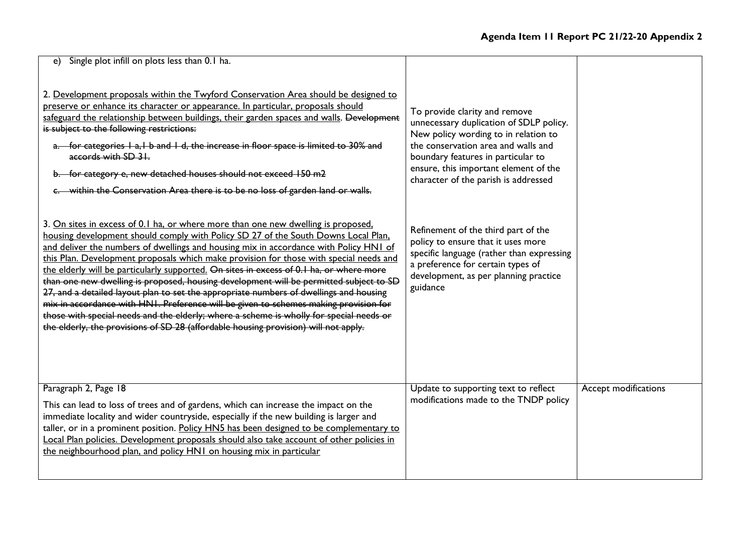| | | |
|---|---|---|
| e) Single plot infill on plots less than 0.1 ha.<br><br>2. <u>Development proposals within the Twyford Conservation Area should be designed to preserve or enhance its character or appearance. In particular, proposals should safeguard the relationship between buildings, their garden spaces and walls.</u> ~~Development is subject to the following restrictions:~~<br><br>~~a. for categories 1 a,1 b and 1 d, the increase in floor space is limited to 30% and accords with SD 31.~~<br><br>~~b. for category e, new detached houses should not exceed 150 m2~~<br><br>~~c. within the Conservation Area there is to be no loss of garden land or walls.~~<br><br>3. <u>On sites in excess of 0.1 ha, or where more than one new dwelling is proposed, housing development should comply with Policy SD 27 of the South Downs Local Plan, and deliver the numbers of dwellings and housing mix in accordance with Policy HN1 of this Plan. Development proposals which make provision for those with special needs and the elderly will be particularly supported.</u> ~~On sites in excess of 0.1 ha, or where more than one new dwelling is proposed, housing development will be permitted subject to SD 27, and a detailed layout plan to set the appropriate numbers of dwellings and housing mix in accordance with HN1. Preference will be given to schemes making provision for those with special needs and the elderly; where a scheme is wholly for special needs or the elderly, the provisions of SD 28 (affordable housing provision) will not apply.~~ | To provide clarity and remove unnecessary duplication of SDLP policy. New policy wording to in relation to the conservation area and walls and boundary features in particular to ensure, this important element of the character of the parish is addressed<br><br>Refinement of the third part of the policy to ensure that it uses more specific language (rather than expressing a preference for certain types of development, as per planning practice guidance | |
| Paragraph 2, Page 18<br><br>This can lead to loss of trees and of gardens, which can increase the impact on the immediate locality and wider countryside, especially if the new building is larger and taller, or in a prominent position. <u>Policy HN5 has been designed to be complementary to Local Plan policies. Development proposals should also take account of other policies in the neighbourhood plan, and policy HN1 on housing mix in particular</u> | Update to supporting text to reflect modifications made to the TNDP policy | Accept modifications |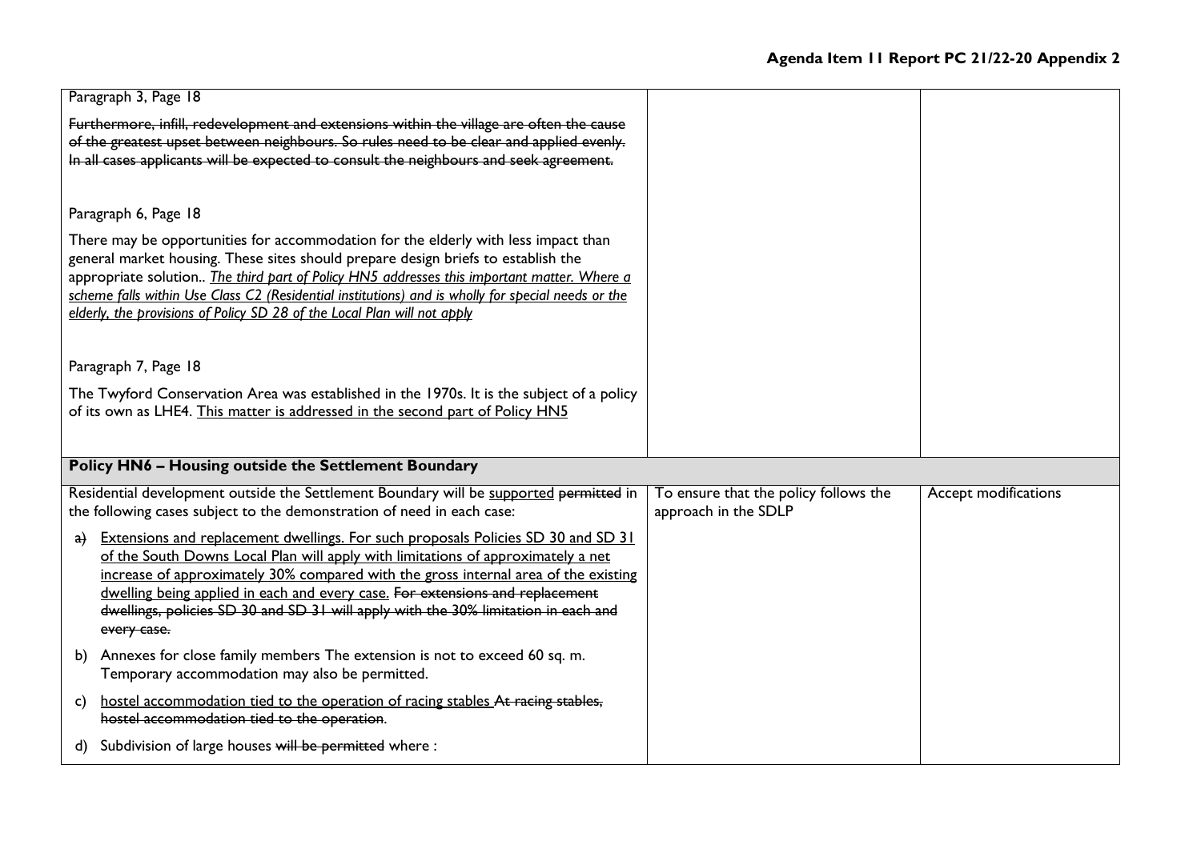| | | |
|---|---|---|
| Paragraph 3, Page 18<br><br>~~Furthermore, infill, redevelopment and extensions within the village are often the cause of the greatest upset between neighbours. So rules need to be clear and applied evenly. In all cases applicants will be expected to consult the neighbours and seek agreement.~~<br><br>Paragraph 6, Page 18<br><br>There may be opportunities for accommodation for the elderly with less impact than general market housing. These sites should prepare design briefs to establish the appropriate solution.. <u>*The third part of Policy HN5 addresses this important matter. Where a scheme falls within Use Class C2 (Residential institutions) and is wholly for special needs or the elderly, the provisions of Policy SD 28 of the Local Plan will not apply*</u><br><br>Paragraph 7, Page 18<br><br>The Twyford Conservation Area was established in the 1970s. It is the subject of a policy of its own as LHE4. <u>This matter is addressed in the second part of Policy HN5</u> | | |
| **Policy HN6 – Housing outside the Settlement Boundary** | | |
| Residential development outside the Settlement Boundary will be <u>supported</u> ~~permitted~~ in the following cases subject to the demonstration of need in each case:<br><br>~~a)~~ <u>Extensions and replacement dwellings. For such proposals Policies SD 30 and SD 31 of the South Downs Local Plan will apply with limitations of approximately a net increase of approximately 30% compared with the gross internal area of the existing dwelling being applied in each and every case.</u> ~~For extensions and replacement dwellings, policies SD 30 and SD 31 will apply with the 30% limitation in each and every case.~~<br><br>b) Annexes for close family members The extension is not to exceed 60 sq. m. Temporary accommodation may also be permitted.<br><br>c) <u>hostel accommodation tied to the operation of racing stables</u> ~~At racing stables, hostel accommodation tied to the operation~~.<br><br>d) Subdivision of large houses ~~will be permitted~~ where : | To ensure that the policy follows the approach in the SDLP | Accept modifications |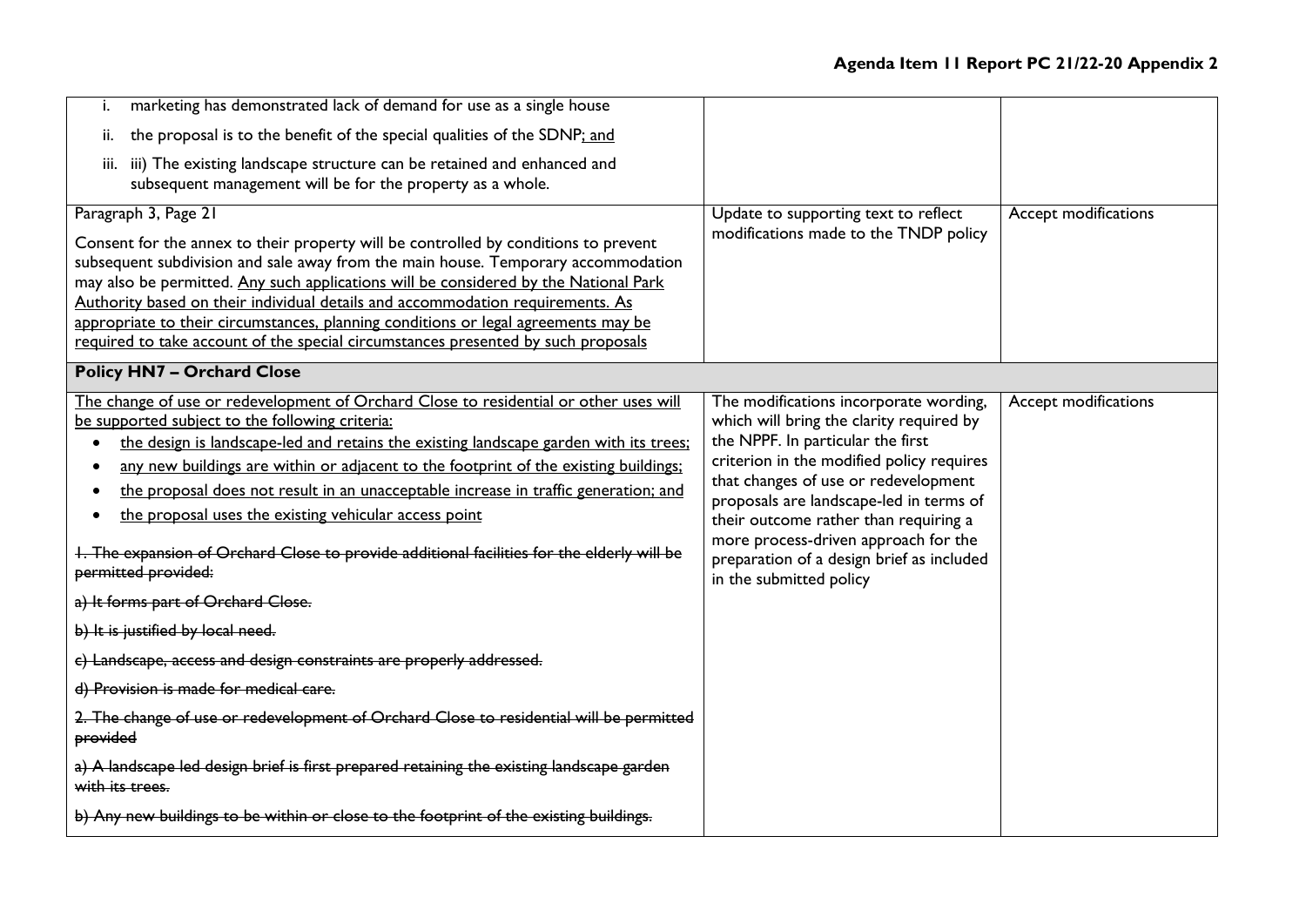| | | |
|---|---|---|
| i. marketing has demonstrated lack of demand for use as a single house<br>ii. the proposal is to the benefit of the special qualities of the SDNP<ins>; and</ins><br>iii. <ins>iii) The existing landscape structure can be retained and enhanced and subsequent management will be for the property as a whole.</ins> | | |
| Paragraph 3, Page 21<br><br>Consent for the annex to their property will be controlled by conditions to prevent subsequent subdivision and sale away from the main house. Temporary accommodation may also be permitted. <ins>Any such applications will be considered by the National Park Authority based on their individual details and accommodation requirements. As appropriate to their circumstances, planning conditions or legal agreements may be required to take account of the special circumstances presented by such proposals</ins> | Update to supporting text to reflect modifications made to the TNDP policy | Accept modifications |
| **Policy HN7 – Orchard Close** | | |
| <ins>The change of use or redevelopment of Orchard Close to residential or other uses will be supported subject to the following criteria:</ins><br>• <ins>the design is landscape-led and retains the existing landscape garden with its trees;</ins><br>• <ins>any new buildings are within or adjacent to the footprint of the existing buildings;</ins><br>• <ins>the proposal does not result in an unacceptable increase in traffic generation; and</ins><br>• <ins>the proposal uses the existing vehicular access point</ins><br><br>~~1. The expansion of Orchard Close to provide additional facilities for the elderly will be permitted provided:~~<br><br>~~a) It forms part of Orchard Close.~~<br><br>~~b) It is justified by local need.~~<br><br>~~c) Landscape, access and design constraints are properly addressed.~~<br><br>~~d) Provision is made for medical care.~~<br><br>~~2. The change of use or redevelopment of Orchard Close to residential will be permitted provided~~<br><br>~~a) A landscape led design brief is first prepared retaining the existing landscape garden with its trees.~~<br><br>~~b) Any new buildings to be within or close to the footprint of the existing buildings.~~ | The modifications incorporate wording, which will bring the clarity required by the NPPF. In particular the first criterion in the modified policy requires that changes of use or redevelopment proposals are landscape-led in terms of their outcome rather than requiring a more process-driven approach for the preparation of a design brief as included in the submitted policy | Accept modifications |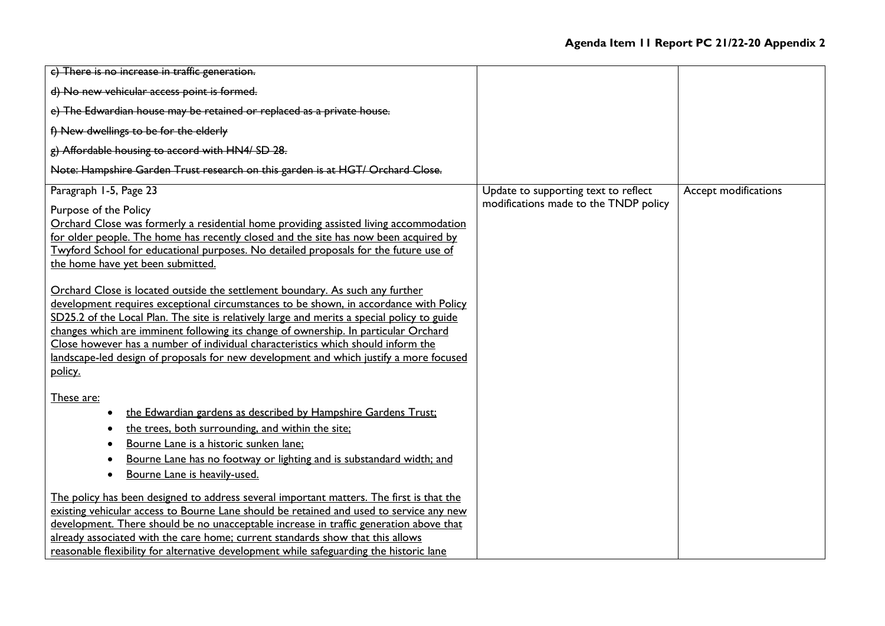| | | |
|---|---|---|
| ~~c) There is no increase in traffic generation.~~<br><br>~~d) No new vehicular access point is formed.~~<br><br>~~e) The Edwardian house may be retained or replaced as a private house.~~<br><br>~~f) New dwellings to be for the elderly~~<br><br>~~g) Affordable housing to accord with HN4/ SD 28.~~<br><br>~~Note: Hampshire Garden Trust research on this garden is at HGT/ Orchard Close.~~ | | |
| Paragraph 1-5, Page 23<br><br>Purpose of the Policy<br><u>Orchard Close was formerly a residential home providing assisted living accommodation for older people. The home has recently closed and the site has now been acquired by Twyford School for educational purposes. No detailed proposals for the future use of the home have yet been submitted.</u><br><br><u>Orchard Close is located outside the settlement boundary. As such any further development requires exceptional circumstances to be shown, in accordance with Policy SD25.2 of the Local Plan. The site is relatively large and merits a special policy to guide changes which are imminent following its change of ownership. In particular Orchard Close however has a number of individual characteristics which should inform the landscape-led design of proposals for new development and which justify a more focused policy.</u><br><br><u>These are:</u><br>• <u>the Edwardian gardens as described by Hampshire Gardens Trust;</u><br>• <u>the trees, both surrounding, and within the site;</u><br>• <u>Bourne Lane is a historic sunken lane;</u><br>• <u>Bourne Lane has no footway or lighting and is substandard width; and</u><br>• <u>Bourne Lane is heavily-used.</u><br><br><u>The policy has been designed to address several important matters. The first is that the existing vehicular access to Bourne Lane should be retained and used to service any new development. There should be no unacceptable increase in traffic generation above that already associated with the care home; current standards show that this allows reasonable flexibility for alternative development while safeguarding the historic lane</u> | Update to supporting text to reflect modifications made to the TNDP policy | Accept modifications |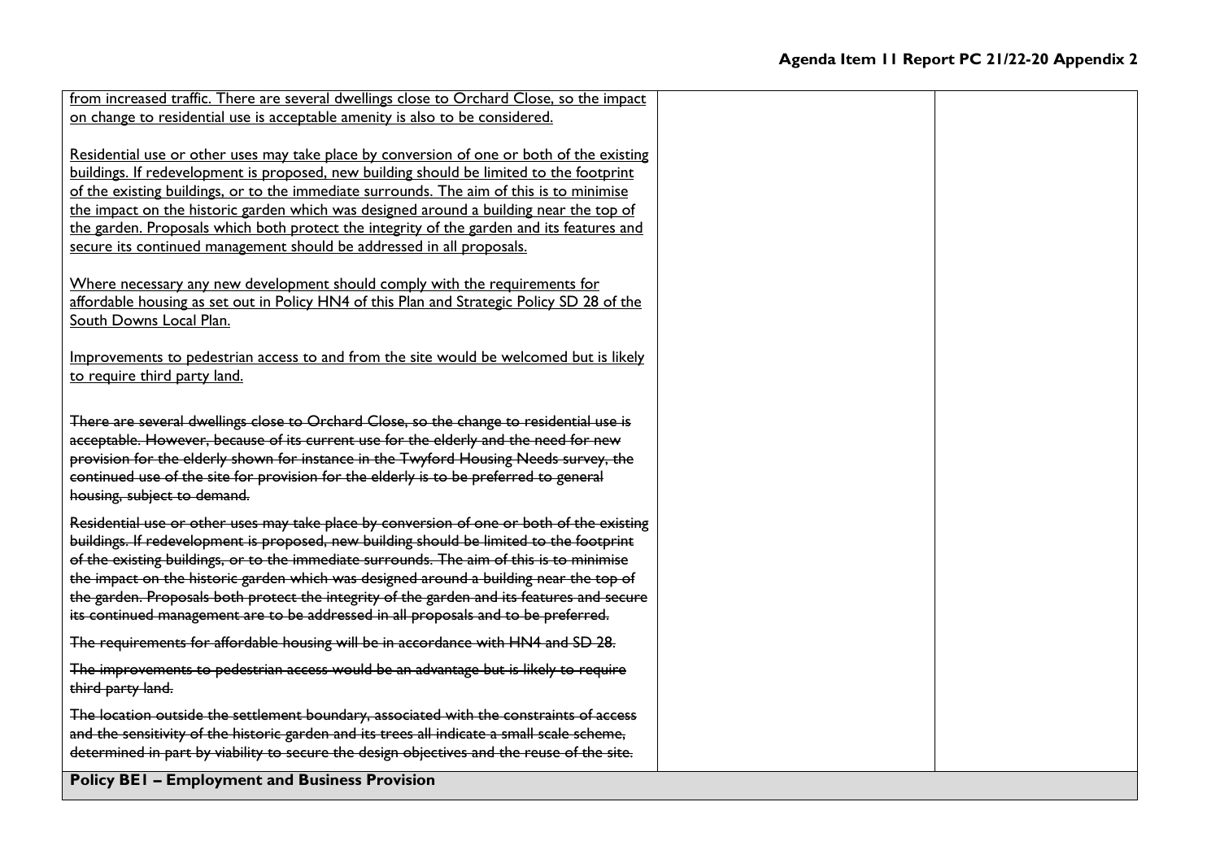| | | |
|---|---|---|
| <u>from increased traffic. There are several dwellings close to Orchard Close, so the impact on change to residential use is acceptable amenity is also to be considered.</u><br><br><u>Residential use or other uses may take place by conversion of one or both of the existing buildings. If redevelopment is proposed, new building should be limited to the footprint of the existing buildings, or to the immediate surrounds. The aim of this is to minimise the impact on the historic garden which was designed around a building near the top of the garden. Proposals which both protect the integrity of the garden and its features and secure its continued management should be addressed in all proposals.</u><br><br><u>Where necessary any new development should comply with the requirements for affordable housing as set out in Policy HN4 of this Plan and Strategic Policy SD 28 of the South Downs Local Plan.</u><br><br><u>Improvements to pedestrian access to and from the site would be welcomed but is likely to require third party land.</u><br><br>~~There are several dwellings close to Orchard Close, so the change to residential use is acceptable. However, because of its current use for the elderly and the need for new provision for the elderly shown for instance in the Twyford Housing Needs survey, the continued use of the site for provision for the elderly is to be preferred to general housing, subject to demand.~~<br><br>~~Residential use or other uses may take place by conversion of one or both of the existing buildings. If redevelopment is proposed, new building should be limited to the footprint of the existing buildings, or to the immediate surrounds. The aim of this is to minimise the impact on the historic garden which was designed around a building near the top of the garden. Proposals both protect the integrity of the garden and its features and secure its continued management are to be addressed in all proposals and to be preferred.~~<br><br>~~The requirements for affordable housing will be in accordance with HN4 and SD 28.~~<br><br>~~The improvements to pedestrian access would be an advantage but is likely to require third party land.~~<br><br>~~The location outside the settlement boundary, associated with the constraints of access and the sensitivity of the historic garden and its trees all indicate a small scale scheme, determined in part by viability to secure the design objectives and the reuse of the site.~~ | | |
| **Policy BE1 – Employment and Business Provision** | | |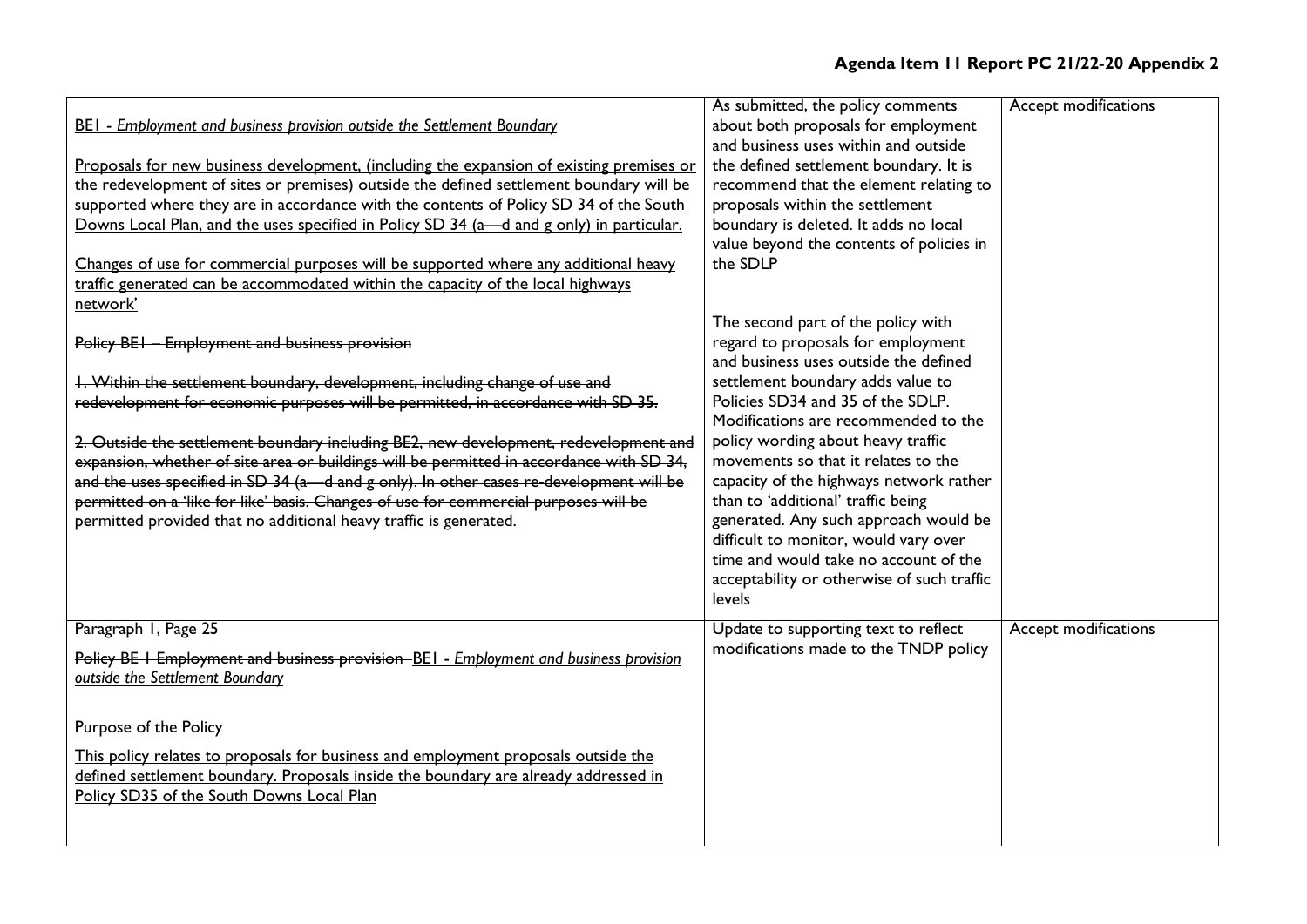| | | |
|---|---|---|
| BE1 - *Employment and business provision outside the Settlement Boundary*<br><br>Proposals for new business development, (including the expansion of existing premises or the redevelopment of sites or premises) outside the defined settlement boundary will be supported where they are in accordance with the contents of Policy SD 34 of the South Downs Local Plan, and the uses specified in Policy SD 34 (a—d and g only) in particular.<br><br>Changes of use for commercial purposes will be supported where any additional heavy traffic generated can be accommodated within the capacity of the local highways network'<br><br>~~Policy BE1 – Employment and business provision~~<br><br>~~1. Within the settlement boundary, development, including change of use and redevelopment for economic purposes will be permitted, in accordance with SD 35.~~<br><br>~~2. Outside the settlement boundary including BE2, new development, redevelopment and expansion, whether of site area or buildings will be permitted in accordance with SD 34, and the uses specified in SD 34 (a—d and g only). In other cases re-development will be permitted on a 'like for like' basis. Changes of use for commercial purposes will be permitted provided that no additional heavy traffic is generated.~~ | As submitted, the policy comments about both proposals for employment and business uses within and outside the defined settlement boundary. It is recommend that the element relating to proposals within the settlement boundary is deleted. It adds no local value beyond the contents of policies in the SDLP<br><br>The second part of the policy with regard to proposals for employment and business uses outside the defined settlement boundary adds value to Policies SD34 and 35 of the SDLP. Modifications are recommended to the policy wording about heavy traffic movements so that it relates to the capacity of the highways network rather than to 'additional' traffic being generated. Any such approach would be difficult to monitor, would vary over time and would take no account of the acceptability or otherwise of such traffic levels | Accept modifications |
| Paragraph 1, Page 25<br><br>~~Policy BE 1 Employment and business provision~~ BE1 - *Employment and business provision outside the Settlement Boundary*<br><br>Purpose of the Policy<br><br>This policy relates to proposals for business and employment proposals outside the defined settlement boundary. Proposals inside the boundary are already addressed in Policy SD35 of the South Downs Local Plan | Update to supporting text to reflect modifications made to the TNDP policy | Accept modifications |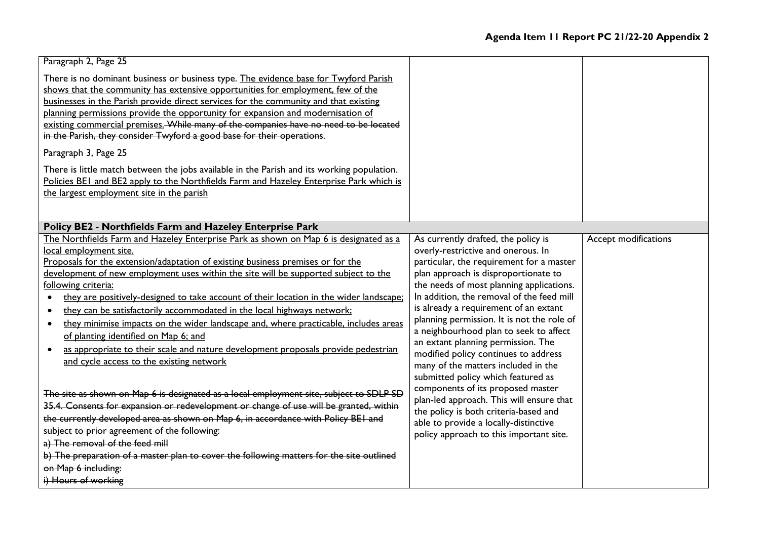| | | |
|---|---|---|
| Paragraph 2, Page 25<br><br>There is no dominant business or business type. <u>The evidence base for Twyford Parish shows that the community has extensive opportunities for employment, few of the businesses in the Parish provide direct services for the community and that existing planning permissions provide the opportunity for expansion and modernisation of existing commercial premises.</u> ~~While many of the companies have no need to be located in the Parish, they consider Twyford a good base for their operations~~.<br><br>Paragraph 3, Page 25<br><br>There is little match between the jobs available in the Parish and its working population. <u>Policies BE1 and BE2 apply to the Northfields Farm and Hazeley Enterprise Park which is the largest employment site in the parish</u> | | |
| **Policy BE2 - Northfields Farm and Hazeley Enterprise Park** | | |
| <u>The Northfields Farm and Hazeley Enterprise Park as shown on Map 6 is designated as a local employment site.</u><br><u>Proposals for the extension/adaptation of existing business premises or for the development of new employment uses within the site will be supported subject to the following criteria:</u><br>• <u>they are positively-designed to take account of their location in the wider landscape;</u><br>• <u>they can be satisfactorily accommodated in the local highways network;</u><br>• <u>they minimise impacts on the wider landscape and, where practicable, includes areas of planting identified on Map 6; and</u><br>• <u>as appropriate to their scale and nature development proposals provide pedestrian and cycle access to the existing network</u><br><br>~~The site as shown on Map 6 is designated as a local employment site, subject to SDLP SD 35.4. Consents for expansion or redevelopment or change of use will be granted, within the currently developed area as shown on Map 6, in accordance with Policy BE1 and subject to prior agreement of the following:~~<br>~~a) The removal of the feed mill~~<br>~~b) The preparation of a master plan to cover the following matters for the site outlined on Map 6 including:~~<br>~~i) Hours of working~~ | As currently drafted, the policy is overly-restrictive and onerous. In particular, the requirement for a master plan approach is disproportionate to the needs of most planning applications. In addition, the removal of the feed mill is already a requirement of an extant planning permission. It is not the role of a neighbourhood plan to seek to affect an extant planning permission. The modified policy continues to address many of the matters included in the submitted policy which featured as components of its proposed master plan-led approach. This will ensure that the policy is both criteria-based and able to provide a locally-distinctive policy approach to this important site. | Accept modifications |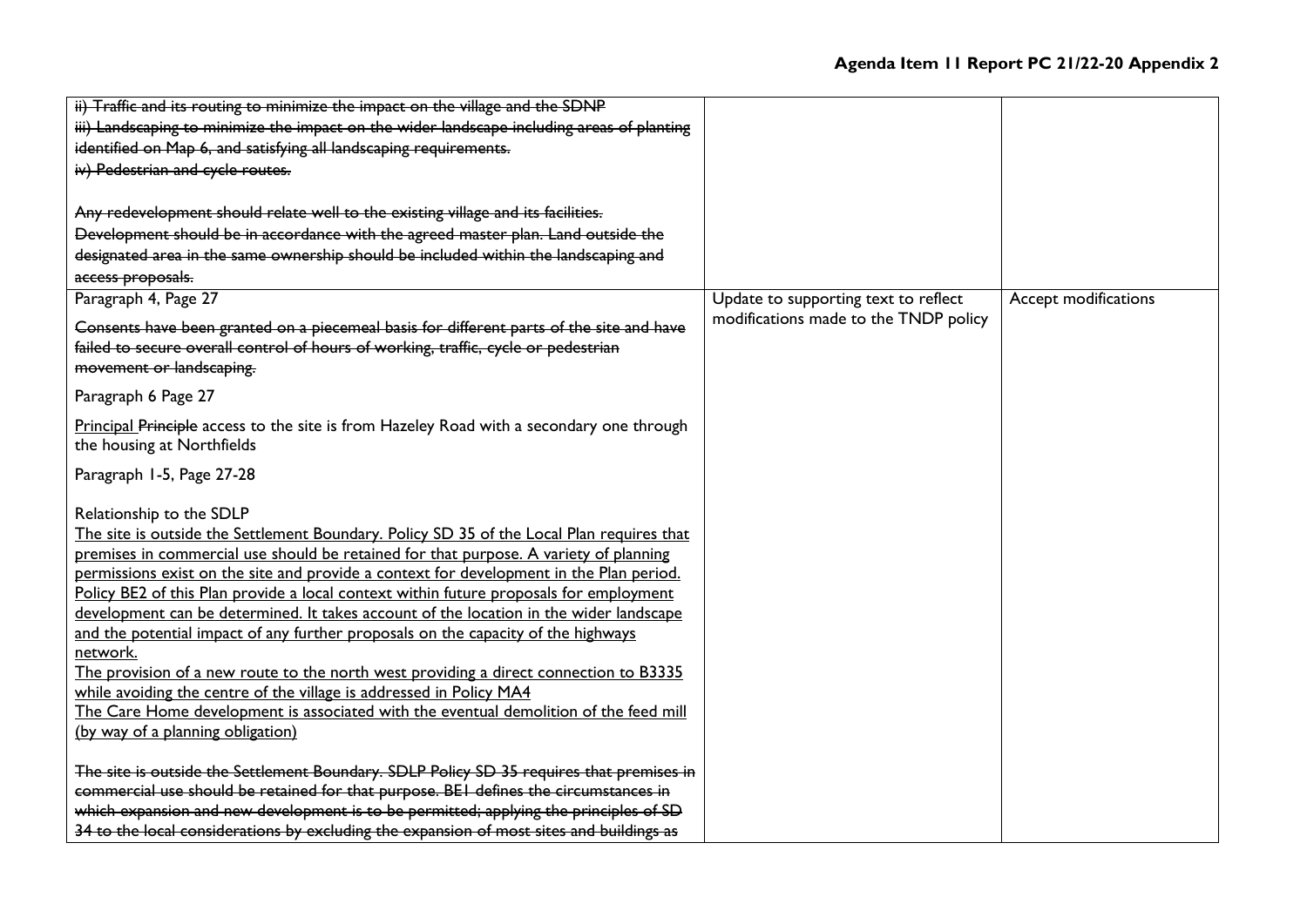| | | |
|---|---|---|
| ~~ii) Traffic and its routing to minimize the impact on the village and the SDNP~~<br>~~iii) Landscaping to minimize the impact on the wider landscape including areas of planting identified on Map 6, and satisfying all landscaping requirements.~~<br>~~iv) Pedestrian and cycle routes.~~<br><br>~~Any redevelopment should relate well to the existing village and its facilities. Development should be in accordance with the agreed master plan. Land outside the designated area in the same ownership should be included within the landscaping and access proposals.~~ | | |
| Paragraph 4, Page 27<br><br>~~Consents have been granted on a piecemeal basis for different parts of the site and have failed to secure overall control of hours of working, traffic, cycle or pedestrian movement or landscaping.~~<br><br>Paragraph 6 Page 27<br><br><ins>Principal</ins> ~~Principle~~ access to the site is from Hazeley Road with a secondary one through the housing at Northfields<br><br>Paragraph 1-5, Page 27-28<br><br>Relationship to the SDLP<br><ins>The site is outside the Settlement Boundary. Policy SD 35 of the Local Plan requires that premises in commercial use should be retained for that purpose. A variety of planning permissions exist on the site and provide a context for development in the Plan period. Policy BE2 of this Plan provide a local context within future proposals for employment development can be determined. It takes account of the location in the wider landscape and the potential impact of any further proposals on the capacity of the highways network.</ins><br><ins>The provision of a new route to the north west providing a direct connection to B3335 while avoiding the centre of the village is addressed in Policy MA4</ins><br><ins>The Care Home development is associated with the eventual demolition of the feed mill (by way of a planning obligation)</ins><br><br>~~The site is outside the Settlement Boundary. SDLP Policy SD 35 requires that premises in commercial use should be retained for that purpose. BE1 defines the circumstances in which expansion and new development is to be permitted; applying the principles of SD 34 to the local considerations by excluding the expansion of most sites and buildings as~~ | Update to supporting text to reflect modifications made to the TNDP policy | Accept modifications |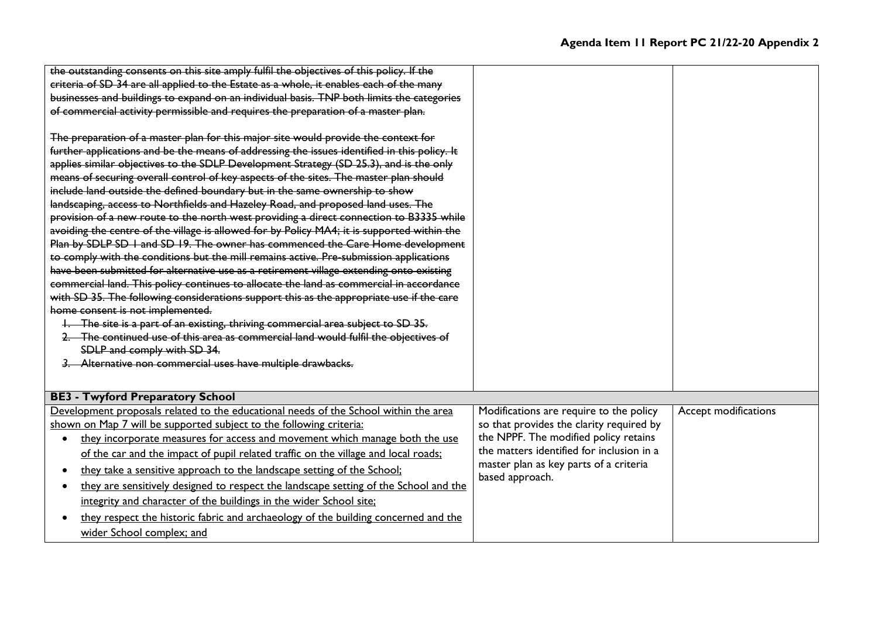| | | |
|---|---|---|
| ~~the outstanding consents on this site amply fulfil the objectives of this policy. If the criteria of SD 34 are all applied to the Estate as a whole, it enables each of the many businesses and buildings to expand on an individual basis. TNP both limits the categories of commercial activity permissible and requires the preparation of a master plan.~~<br><br>~~The preparation of a master plan for this major site would provide the context for further applications and be the means of addressing the issues identified in this policy. It applies similar objectives to the SDLP Development Strategy (SD 25.3), and is the only means of securing overall control of key aspects of the sites. The master plan should include land outside the defined boundary but in the same ownership to show landscaping, access to Northfields and Hazeley Road, and proposed land uses. The provision of a new route to the north west providing a direct connection to B3335 while avoiding the centre of the village is allowed for by Policy MA4; it is supported within the Plan by SDLP SD 1 and SD 19. The owner has commenced the Care Home development to comply with the conditions but the mill remains active. Pre-submission applications have been submitted for alternative use as a retirement village extending onto existing commercial land. This policy continues to allocate the land as commercial in accordance with SD 35. The following considerations support this as the appropriate use if the care home consent is not implemented.~~<br>~~1. The site is a part of an existing, thriving commercial area subject to SD 35.~~<br>~~2. The continued use of this area as commercial land would fulfil the objectives of SDLP and comply with SD 34.~~<br>~~3. Alternative non commercial uses have multiple drawbacks.~~ | | |
| **BE3 - Twyford Preparatory School** | | |
| Development proposals related to the educational needs of the School within the area shown on Map 7 will be supported subject to the following criteria:<br>• they incorporate measures for access and movement which manage both the use of the car and the impact of pupil related traffic on the village and local roads;<br>• they take a sensitive approach to the landscape setting of the School;<br>• they are sensitively designed to respect the landscape setting of the School and the integrity and character of the buildings in the wider School site;<br>• they respect the historic fabric and archaeology of the building concerned and the wider School complex; and | Modifications are require to the policy so that provides the clarity required by the NPPF. The modified policy retains the matters identified for inclusion in a master plan as key parts of a criteria based approach. | Accept modifications |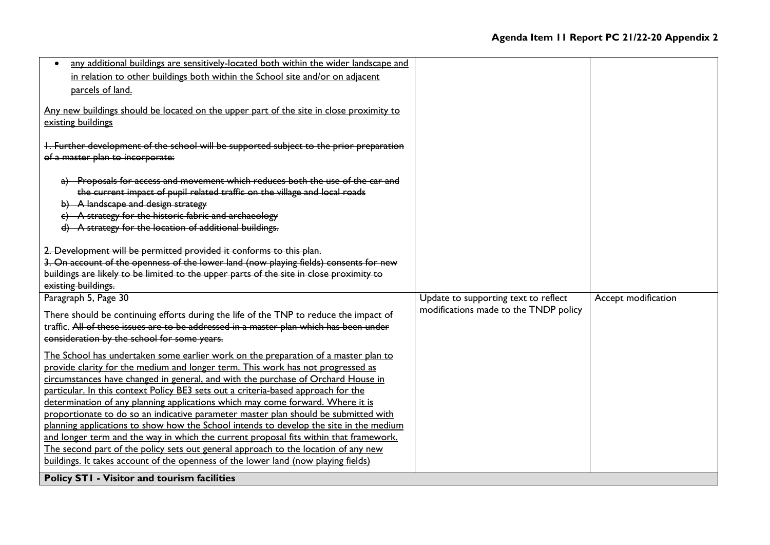| | | |
|---|---|---|
| • <u>any additional buildings are sensitively-located both within the wider landscape and in relation to other buildings both within the School site and/or on adjacent parcels of land.</u><br><br><u>Any new buildings should be located on the upper part of the site in close proximity to existing buildings</u><br><br>~~1. Further development of the school will be supported subject to the prior preparation of a master plan to incorporate:~~<br><br>~~a) Proposals for access and movement which reduces both the use of the car and the current impact of pupil related traffic on the village and local roads~~<br>~~b) A landscape and design strategy~~<br>~~c) A strategy for the historic fabric and archaeology~~<br>~~d) A strategy for the location of additional buildings.~~<br><br>~~2. Development will be permitted provided it conforms to this plan.~~<br>~~3. On account of the openness of the lower land (now playing fields) consents for new buildings are likely to be limited to the upper parts of the site in close proximity to existing buildings.~~ | | |
| Paragraph 5, Page 30<br><br>There should be continuing efforts during the life of the TNP to reduce the impact of traffic. ~~All of these issues are to be addressed in a master plan which has been under consideration by the school for some years.~~<br><br><u>The School has undertaken some earlier work on the preparation of a master plan to provide clarity for the medium and longer term. This work has not progressed as circumstances have changed in general, and with the purchase of Orchard House in particular. In this context Policy BE3 sets out a criteria-based approach for the determination of any planning applications which may come forward. Where it is proportionate to do so an indicative parameter master plan should be submitted with planning applications to show how the School intends to develop the site in the medium and longer term and the way in which the current proposal fits within that framework. The second part of the policy sets out general approach to the location of any new buildings. It takes account of the openness of the lower land (now playing fields)</u> | Update to supporting text to reflect modifications made to the TNDP policy | Accept modification |
| **Policy ST1 - Visitor and tourism facilities** | | |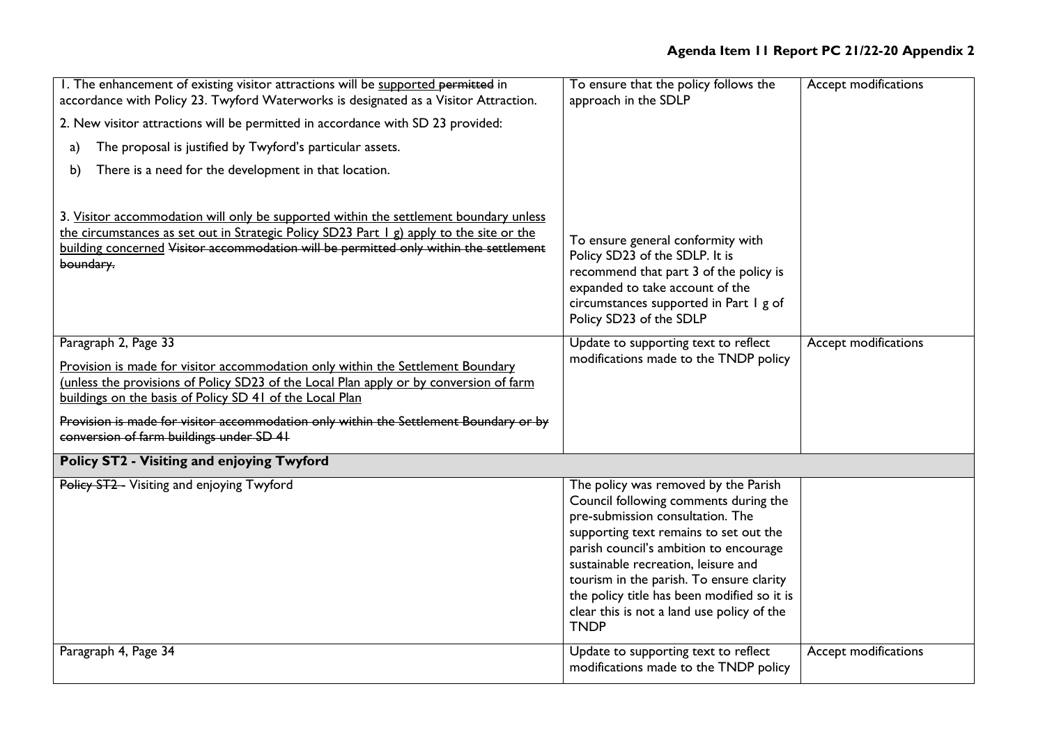| | | |
|---|---|---|
| 1. The enhancement of existing visitor attractions will be <u>supported</u> ~~permitted~~ in accordance with Policy 23. Twyford Waterworks is designated as a Visitor Attraction.<br><br>2. New visitor attractions will be permitted in accordance with SD 23 provided:<br><br>a) The proposal is justified by Twyford's particular assets.<br><br>b) There is a need for the development in that location.<br><br>3. <u>Visitor accommodation will only be supported within the settlement boundary unless the circumstances as set out in Strategic Policy SD23 Part 1 g) apply to the site or the building concerned</u> ~~Visitor accommodation will be permitted only within the settlement boundary.~~ | To ensure that the policy follows the approach in the SDLP<br><br>To ensure general conformity with Policy SD23 of the SDLP. It is recommend that part 3 of the policy is expanded to take account of the circumstances supported in Part 1 g of Policy SD23 of the SDLP | Accept modifications |
| Paragraph 2, Page 33<br><br><u>Provision is made for visitor accommodation only within the Settlement Boundary (unless the provisions of Policy SD23 of the Local Plan apply or by conversion of farm buildings on the basis of Policy SD 41 of the Local Plan</u><br><br>~~Provision is made for visitor accommodation only within the Settlement Boundary or by conversion of farm buildings under SD 41~~ | Update to supporting text to reflect modifications made to the TNDP policy | Accept modifications |
| **Policy ST2 - Visiting and enjoying Twyford** | | |
| ~~Policy ST2 -~~ Visiting and enjoying Twyford | The policy was removed by the Parish Council following comments during the pre-submission consultation. The supporting text remains to set out the parish council's ambition to encourage sustainable recreation, leisure and tourism in the parish. To ensure clarity the policy title has been modified so it is clear this is not a land use policy of the TNDP | |
| Paragraph 4, Page 34 | Update to supporting text to reflect modifications made to the TNDP policy | Accept modifications |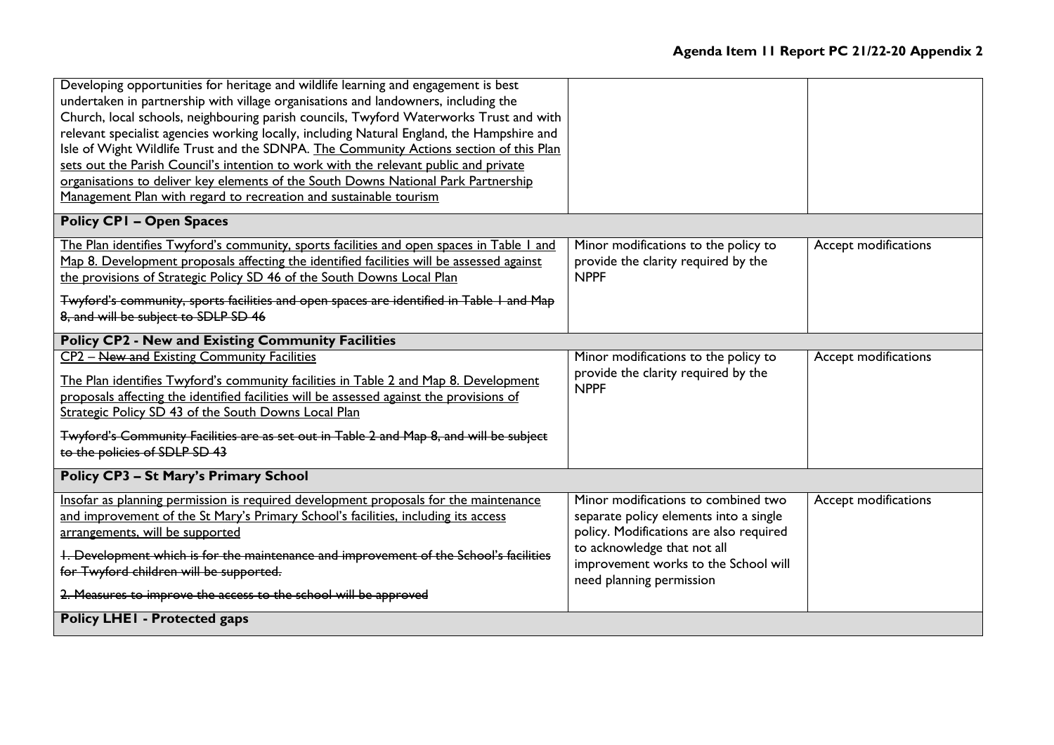| | | |
|---|---|---|
| Developing opportunities for heritage and wildlife learning and engagement is best undertaken in partnership with village organisations and landowners, including the Church, local schools, neighbouring parish councils, Twyford Waterworks Trust and with relevant specialist agencies working locally, including Natural England, the Hampshire and Isle of Wight Wildlife Trust and the SDNPA. <u>The Community Actions section of this Plan sets out the Parish Council's intention to work with the relevant public and private organisations to deliver key elements of the South Downs National Park Partnership Management Plan with regard to recreation and sustainable tourism</u> | | |
| **Policy CP1 – Open Spaces** | | |
| <u>The Plan identifies Twyford's community, sports facilities and open spaces in Table 1 and Map 8. Development proposals affecting the identified facilities will be assessed against the provisions of Strategic Policy SD 46 of the South Downs Local Plan</u><br><br>~~Twyford's community, sports facilities and open spaces are identified in Table 1 and Map 8, and will be subject to SDLP SD 46~~ | Minor modifications to the policy to provide the clarity required by the NPPF | Accept modifications |
| **Policy CP2 - New and Existing Community Facilities** | | |
| <u>CP2 – ~~New and~~ Existing Community Facilities</u><br><br><u>The Plan identifies Twyford's community facilities in Table 2 and Map 8. Development proposals affecting the identified facilities will be assessed against the provisions of Strategic Policy SD 43 of the South Downs Local Plan</u><br><br>~~Twyford's Community Facilities are as set out in Table 2 and Map 8, and will be subject to the policies of SDLP SD 43~~ | Minor modifications to the policy to provide the clarity required by the NPPF | Accept modifications |
| **Policy CP3 – St Mary's Primary School** | | |
| <u>Insofar as planning permission is required development proposals for the maintenance and improvement of the St Mary's Primary School's facilities, including its access arrangements, will be supported</u><br><br>~~1. Development which is for the maintenance and improvement of the School's facilities for Twyford children will be supported.~~<br><br>~~2. Measures to improve the access to the school will be approved~~ | Minor modifications to combined two separate policy elements into a single policy. Modifications are also required to acknowledge that not all improvement works to the School will need planning permission | Accept modifications |
| **Policy LHE1 - Protected gaps** | | |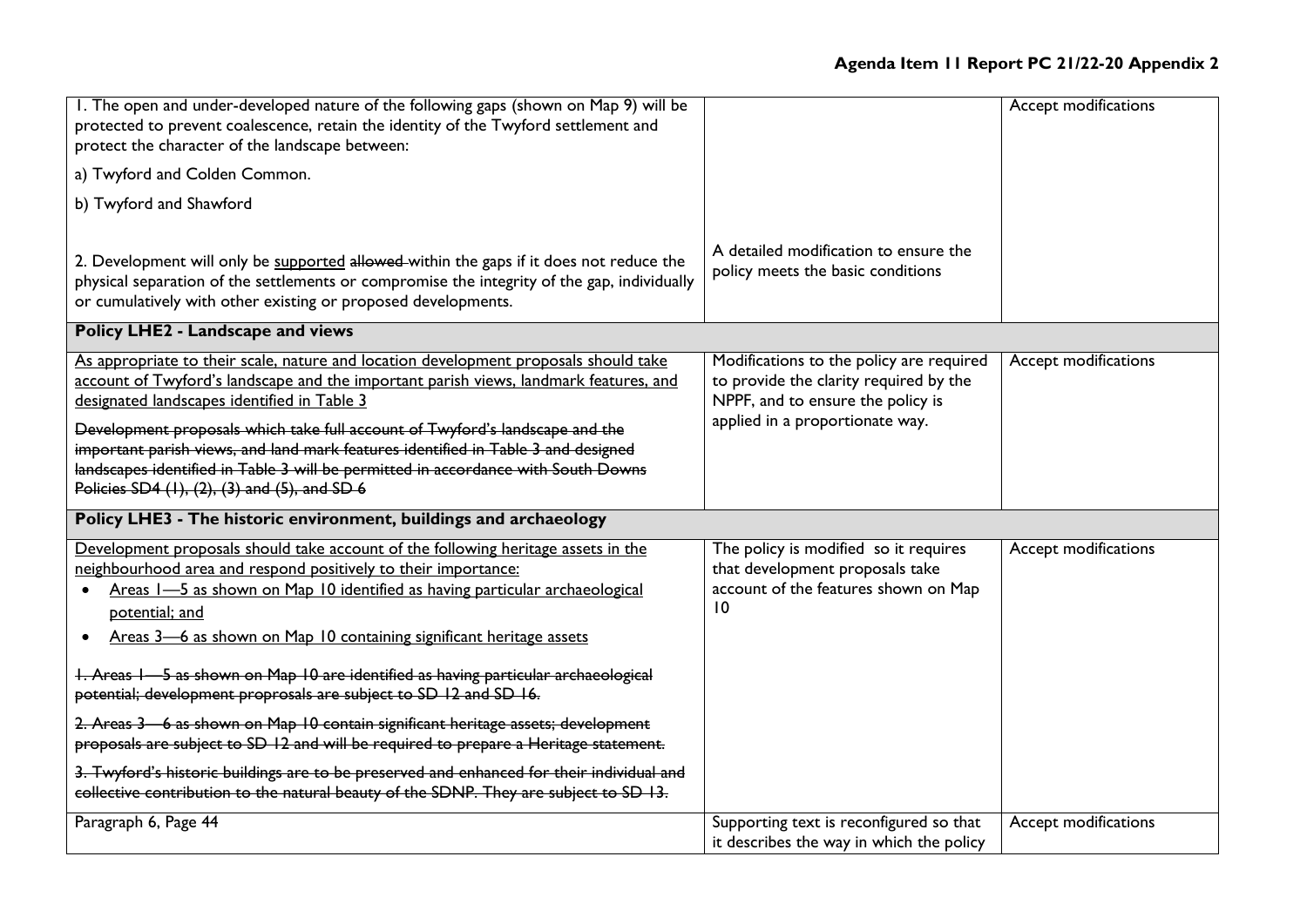| | | |
|---|---|---|
| 1. The open and under-developed nature of the following gaps (shown on Map 9) will be protected to prevent coalescence, retain the identity of the Twyford settlement and protect the character of the landscape between:<br><br>a) Twyford and Colden Common.<br><br>b) Twyford and Shawford<br><br>2. Development will only be <u>supported</u> ~~allowed~~ within the gaps if it does not reduce the physical separation of the settlements or compromise the integrity of the gap, individually or cumulatively with other existing or proposed developments. | A detailed modification to ensure the policy meets the basic conditions | Accept modifications |
| **Policy LHE2 - Landscape and views** | | |
| <u>As appropriate to their scale, nature and location development proposals should take account of Twyford's landscape and the important parish views, landmark features, and designated landscapes identified in Table 3</u><br><br>~~Development proposals which take full account of Twyford's landscape and the important parish views, and land mark features identified in Table 3 and designed landscapes identified in Table 3 will be permitted in accordance with South Downs Policies SD4 (1), (2), (3) and (5), and SD 6~~ | Modifications to the policy are required to provide the clarity required by the NPPF, and to ensure the policy is applied in a proportionate way. | Accept modifications |
| **Policy LHE3 - The historic environment, buildings and archaeology** | | |
| <u>Development proposals should take account of the following heritage assets in the neighbourhood area and respond positively to their importance:</u><br>• <u>Areas 1—5 as shown on Map 10 identified as having particular archaeological potential; and</u><br>• <u>Areas 3—6 as shown on Map 10 containing significant heritage assets</u><br><br>~~1. Areas 1—5 as shown on Map 10 are identified as having particular archaeological potential; development proprosals are subject to SD 12 and SD 16.~~<br><br>~~2. Areas 3—6 as shown on Map 10 contain significant heritage assets; development proposals are subject to SD 12 and will be required to prepare a Heritage statement.~~<br><br>~~3. Twyford's historic buildings are to be preserved and enhanced for their individual and collective contribution to the natural beauty of the SDNP. They are subject to SD 13.~~ | The policy is modified so it requires that development proposals take account of the features shown on Map 10 | Accept modifications |
| Paragraph 6, Page 44 | Supporting text is reconfigured so that it describes the way in which the policy | Accept modifications |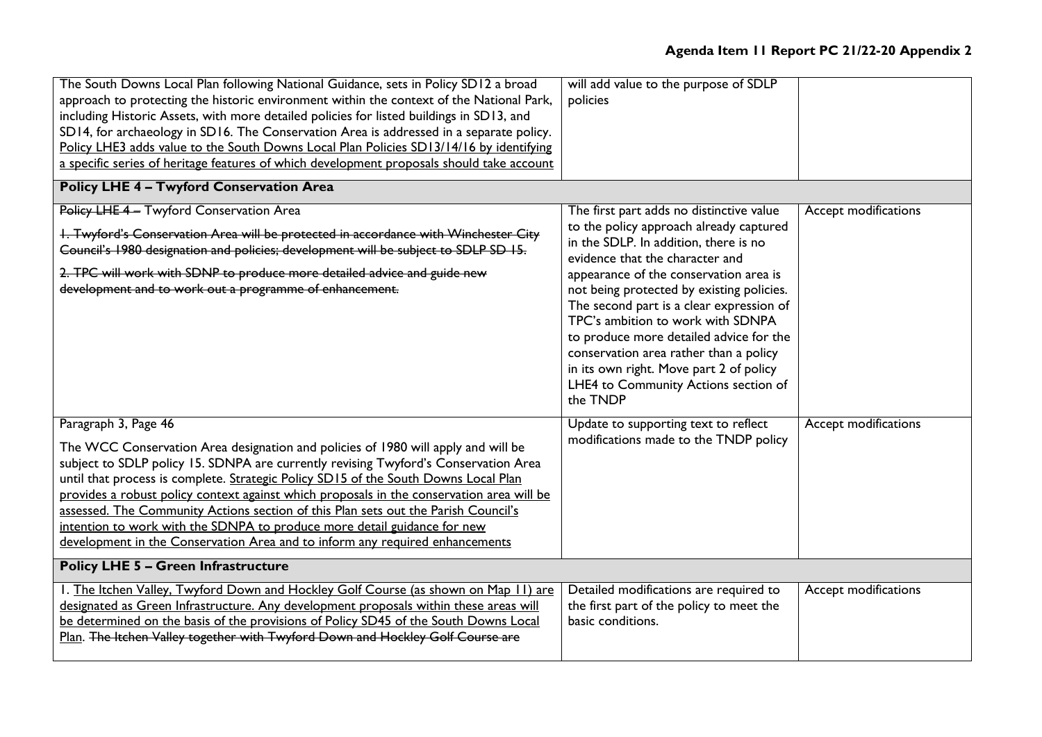| | | |
|---|---|---|
| The South Downs Local Plan following National Guidance, sets in Policy SD12 a broad approach to protecting the historic environment within the context of the National Park, including Historic Assets, with more detailed policies for listed buildings in SD13, and SD14, for archaeology in SD16. The Conservation Area is addressed in a separate policy. <u>Policy LHE3 adds value to the South Downs Local Plan Policies SD13/14/16 by identifying a specific series of heritage features of which development proposals should take account</u> | will add value to the purpose of SDLP policies | |
| **Policy LHE 4 – Twyford Conservation Area** | | |
| ~~Policy LHE 4 –~~ Twyford Conservation Area<br><br>~~1. Twyford's Conservation Area will be protected in accordance with Winchester City Council's 1980 designation and policies; development will be subject to SDLP SD 15.~~<br><br>~~2. TPC will work with SDNP to produce more detailed advice and guide new development and to work out a programme of enhancement.~~ | The first part adds no distinctive value to the policy approach already captured in the SDLP. In addition, there is no evidence that the character and appearance of the conservation area is not being protected by existing policies. The second part is a clear expression of TPC's ambition to work with SDNPA to produce more detailed advice for the conservation area rather than a policy in its own right. Move part 2 of policy LHE4 to Community Actions section of the TNDP | Accept modifications |
| Paragraph 3, Page 46<br><br>The WCC Conservation Area designation and policies of 1980 will apply and will be subject to SDLP policy 15. SDNPA are currently revising Twyford's Conservation Area until that process is complete. <u>Strategic Policy SD15 of the South Downs Local Plan provides a robust policy context against which proposals in the conservation area will be assessed. The Community Actions section of this Plan sets out the Parish Council's intention to work with the SDNPA to produce more detail guidance for new development in the Conservation Area and to inform any required enhancements</u> | Update to supporting text to reflect modifications made to the TNDP policy | Accept modifications |
| **Policy LHE 5 – Green Infrastructure** | | |
| 1. <u>The Itchen Valley, Twyford Down and Hockley Golf Course (as shown on Map 11) are designated as Green Infrastructure. Any development proposals within these areas will be determined on the basis of the provisions of Policy SD45 of the South Downs Local Plan</u>. ~~The Itchen Valley together with Twyford Down and Hockley Golf Course are~~ | Detailed modifications are required to the first part of the policy to meet the basic conditions. | Accept modifications |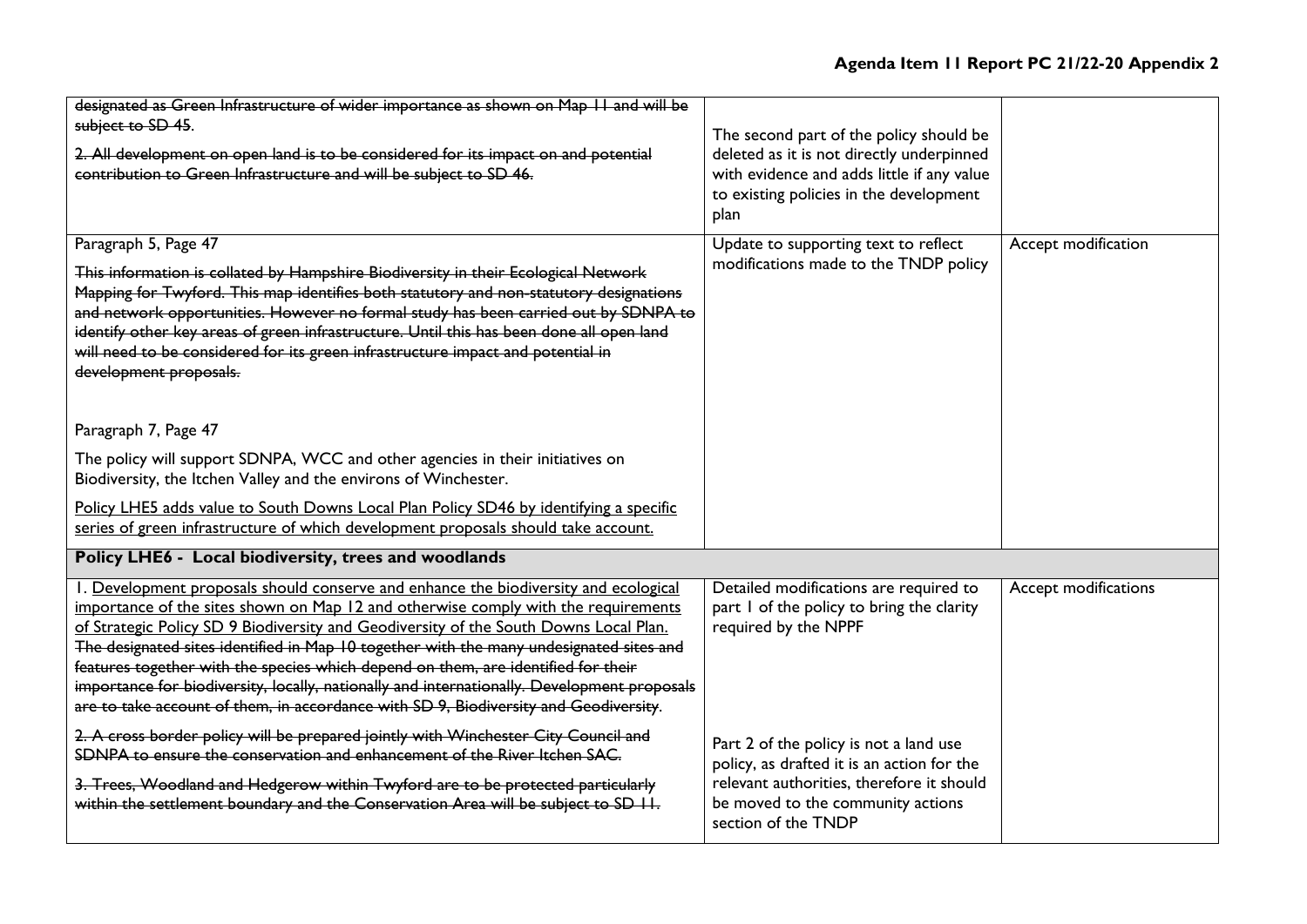| | | |
|---|---|---|
| ~~designated as Green Infrastructure of wider importance as shown on Map 11 and will be subject to SD 45.~~<br><br>~~2. All development on open land is to be considered for its impact on and potential contribution to Green Infrastructure and will be subject to SD 46.~~ | The second part of the policy should be deleted as it is not directly underpinned with evidence and adds little if any value to existing policies in the development plan | |
| Paragraph 5, Page 47<br><br>~~This information is collated by Hampshire Biodiversity in their Ecological Network Mapping for Twyford. This map identifies both statutory and non-statutory designations and network opportunities. However no formal study has been carried out by SDNPA to identify other key areas of green infrastructure. Until this has been done all open land will need to be considered for its green infrastructure impact and potential in development proposals.~~<br><br>Paragraph 7, Page 47<br><br>The policy will support SDNPA, WCC and other agencies in their initiatives on Biodiversity, the Itchen Valley and the environs of Winchester.<br><br><u>Policy LHE5 adds value to South Downs Local Plan Policy SD46 by identifying a specific series of green infrastructure of which development proposals should take account.</u> | Update to supporting text to reflect modifications made to the TNDP policy | Accept modification |
| **Policy LHE6 - Local biodiversity, trees and woodlands** | | |
| 1. <u>Development proposals should conserve and enhance the biodiversity and ecological importance of the sites shown on Map 12 and otherwise comply with the requirements of Strategic Policy SD 9 Biodiversity and Geodiversity of the South Downs Local Plan.</u> ~~The designated sites identified in Map 10 together with the many undesignated sites and features together with the species which depend on them, are identified for their importance for biodiversity, locally, nationally and internationally. Development proposals are to take account of them, in accordance with SD 9, Biodiversity and Geodiversity.~~<br><br>~~2. A cross border policy will be prepared jointly with Winchester City Council and SDNPA to ensure the conservation and enhancement of the River Itchen SAC.~~<br><br>~~3. Trees, Woodland and Hedgerow within Twyford are to be protected particularly within the settlement boundary and the Conservation Area will be subject to SD 11.~~ | Detailed modifications are required to part 1 of the policy to bring the clarity required by the NPPF<br><br>Part 2 of the policy is not a land use policy, as drafted it is an action for the relevant authorities, therefore it should be moved to the community actions section of the TNDP | Accept modifications |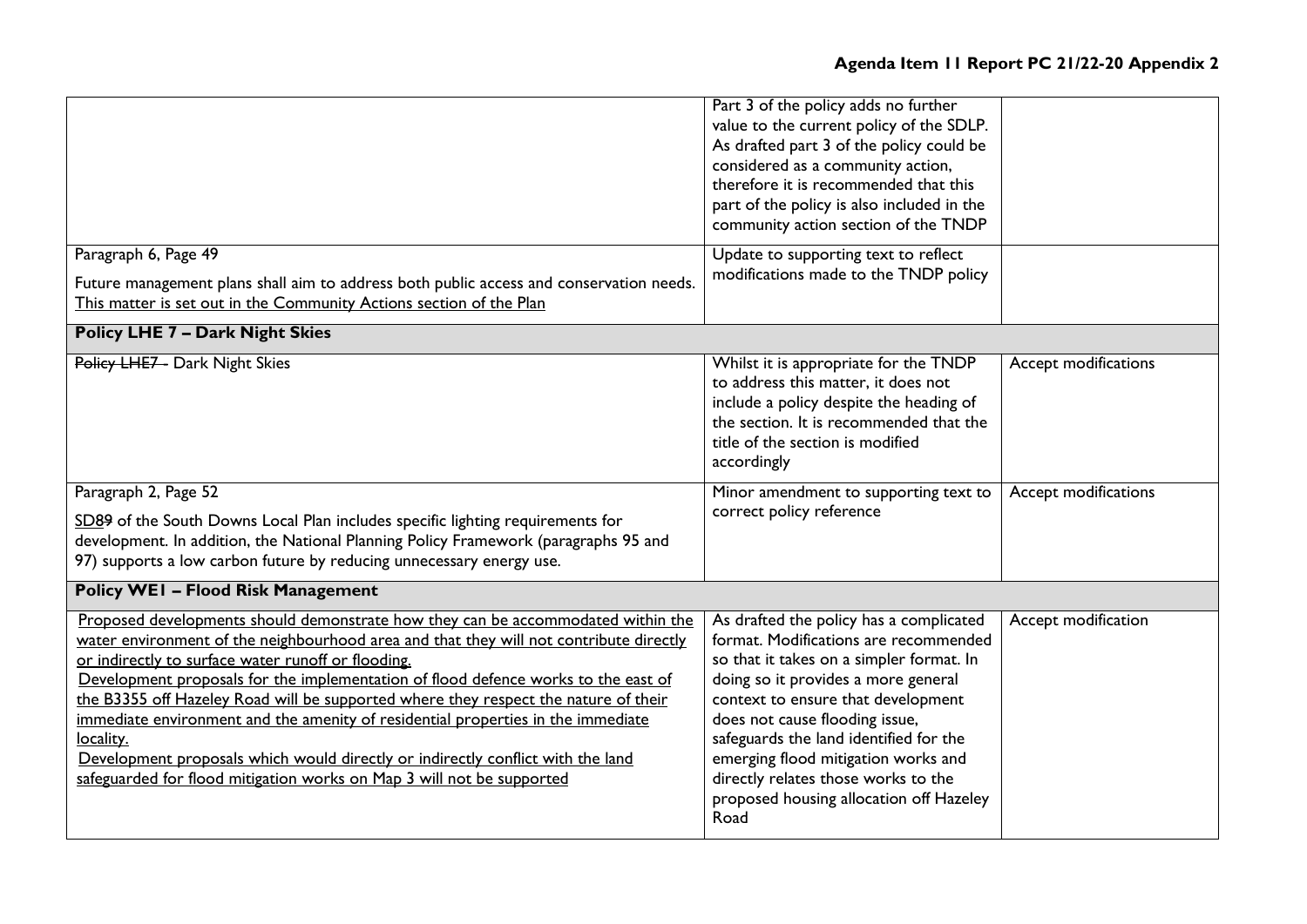| | | |
|---|---|---|
| | Part 3 of the policy adds no further value to the current policy of the SDLP. As drafted part 3 of the policy could be considered as a community action, therefore it is recommended that this part of the policy is also included in the community action section of the TNDP | |
| Paragraph 6, Page 49<br><br>Future management plans shall aim to address both public access and conservation needs. <u>This matter is set out in the Community Actions section of the Plan</u> | Update to supporting text to reflect modifications made to the TNDP policy | |
| **Policy LHE 7 – Dark Night Skies** | | |
| ~~Policy LHE7 –~~ Dark Night Skies | Whilst it is appropriate for the TNDP to address this matter, it does not include a policy despite the heading of the section. It is recommended that the title of the section is modified accordingly | Accept modifications |
| Paragraph 2, Page 52<br><br><u>SD8</u>~~9~~ of the South Downs Local Plan includes specific lighting requirements for development. In addition, the National Planning Policy Framework (paragraphs 95 and 97) supports a low carbon future by reducing unnecessary energy use. | Minor amendment to supporting text to correct policy reference | Accept modifications |
| **Policy WE1 – Flood Risk Management** | | |
| <u>Proposed developments should demonstrate how they can be accommodated within the water environment of the neighbourhood area and that they will not contribute directly or indirectly to surface water runoff or flooding.</u><br><u>Development proposals for the implementation of flood defence works to the east of the B3355 off Hazeley Road will be supported where they respect the nature of their immediate environment and the amenity of residential properties in the immediate locality.</u><br><u>Development proposals which would directly or indirectly conflict with the land safeguarded for flood mitigation works on Map 3 will not be supported</u> | As drafted the policy has a complicated format. Modifications are recommended so that it takes on a simpler format. In doing so it provides a more general context to ensure that development does not cause flooding issue, safeguards the land identified for the emerging flood mitigation works and directly relates those works to the proposed housing allocation off Hazeley Road | Accept modification |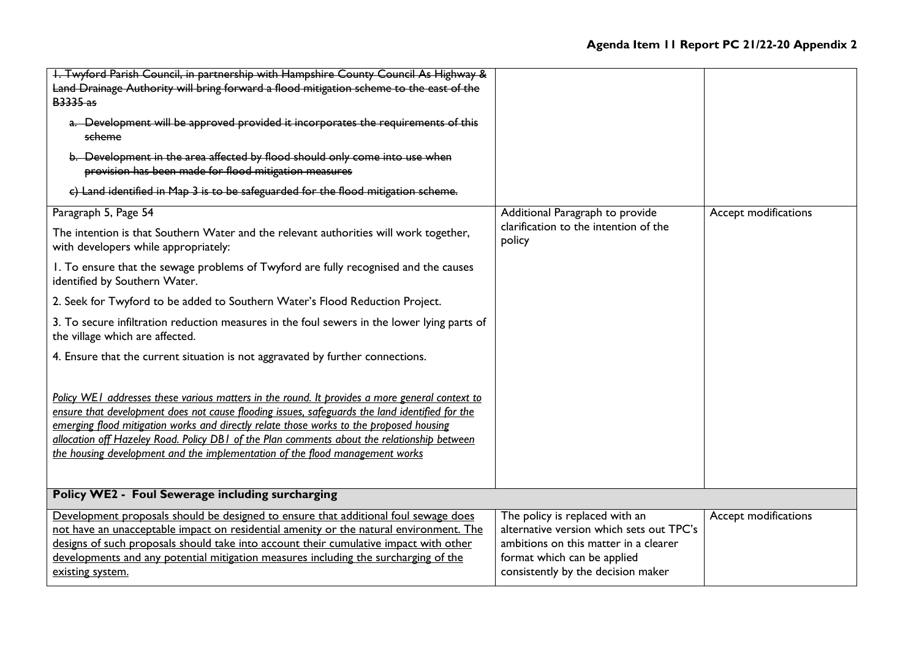## Agenda Item 11 Report PC 21/22-20 Appendix 2

| | | |
|---|---|---|
| ~~1. Twyford Parish Council, in partnership with Hampshire County Council As Highway & Land Drainage Authority will bring forward a flood mitigation scheme to the east of the B3335 as~~<br><br>~~a. Development will be approved provided it incorporates the requirements of this scheme~~<br><br>~~b. Development in the area affected by flood should only come into use when provision has been made for flood mitigation measures~~<br><br>~~c) Land identified in Map 3 is to be safeguarded for the flood mitigation scheme.~~ | | |
| Paragraph 5, Page 54<br><br>The intention is that Southern Water and the relevant authorities will work together, with developers while appropriately:<br><br>1. To ensure that the sewage problems of Twyford are fully recognised and the causes identified by Southern Water.<br><br>2. Seek for Twyford to be added to Southern Water's Flood Reduction Project.<br><br>3. To secure infiltration reduction measures in the foul sewers in the lower lying parts of the village which are affected.<br><br>4. Ensure that the current situation is not aggravated by further connections.<br><br>*Policy WE1 addresses these various matters in the round. It provides a more general context to ensure that development does not cause flooding issues, safeguards the land identified for the emerging flood mitigation works and directly relate those works to the proposed housing allocation off Hazeley Road. Policy DB1 of the Plan comments about the relationship between the housing development and the implementation of the flood management works* | Additional Paragraph to provide clarification to the intention of the policy | Accept modifications |
| **Policy WE2 - Foul Sewerage including surcharging** | | |
| Development proposals should be designed to ensure that additional foul sewage does not have an unacceptable impact on residential amenity or the natural environment. The designs of such proposals should take into account their cumulative impact with other developments and any potential mitigation measures including the surcharging of the existing system. | The policy is replaced with an alternative version which sets out TPC's ambitions on this matter in a clearer format which can be applied consistently by the decision maker | Accept modifications |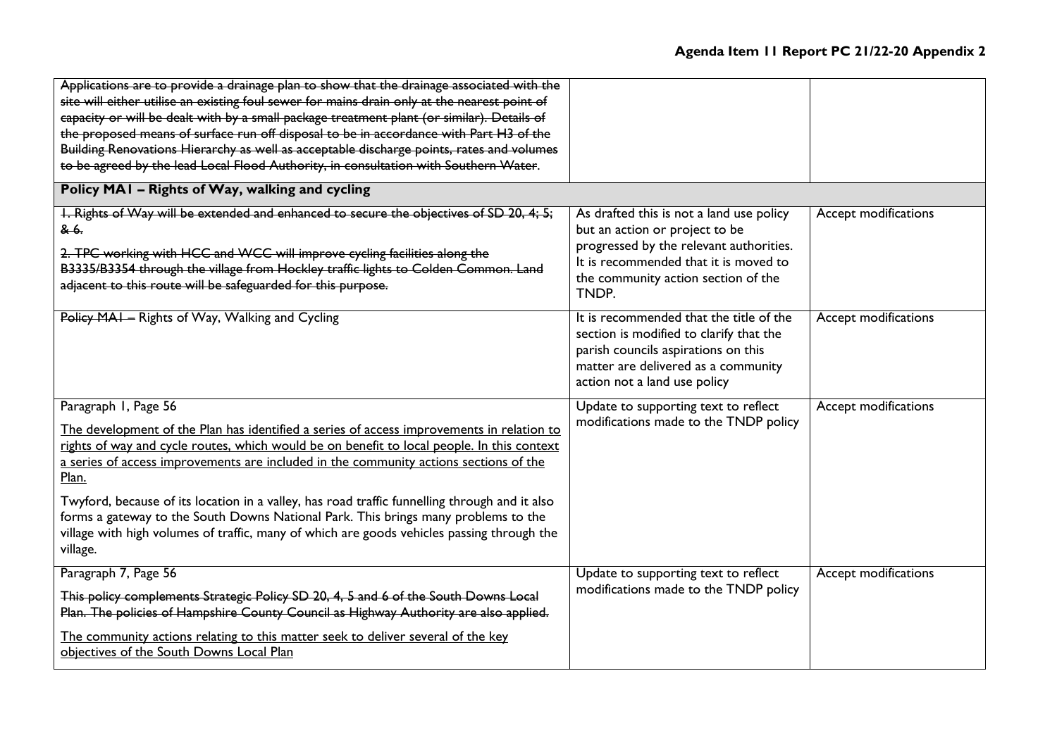| | | |
|---|---|---|
| ~~Applications are to provide a drainage plan to show that the drainage associated with the site will either utilise an existing foul sewer for mains drain only at the nearest point of capacity or will be dealt with by a small package treatment plant (or similar). Details of the proposed means of surface run off disposal to be in accordance with Part H3 of the Building Renovations Hierarchy as well as acceptable discharge points, rates and volumes to be agreed by the lead Local Flood Authority, in consultation with Southern Water.~~ | | |
| **Policy MA1 – Rights of Way, walking and cycling** | | |
| ~~1. Rights of Way will be extended and enhanced to secure the objectives of SD 20, 4; 5; & 6.~~<br><br>~~2. TPC working with HCC and WCC will improve cycling facilities along the B3335/B3354 through the village from Hockley traffic lights to Colden Common. Land adjacent to this route will be safeguarded for this purpose.~~ | As drafted this is not a land use policy but an action or project to be progressed by the relevant authorities. It is recommended that it is moved to the community action section of the TNDP. | Accept modifications |
| ~~Policy MA1 –~~ Rights of Way, Walking and Cycling | It is recommended that the title of the section is modified to clarify that the parish councils aspirations on this matter are delivered as a community action not a land use policy | Accept modifications |
| Paragraph 1, Page 56<br><br><u>The development of the Plan has identified a series of access improvements in relation to rights of way and cycle routes, which would be on benefit to local people. In this context a series of access improvements are included in the community actions sections of the Plan.</u><br><br>Twyford, because of its location in a valley, has road traffic funnelling through and it also forms a gateway to the South Downs National Park. This brings many problems to the village with high volumes of traffic, many of which are goods vehicles passing through the village. | Update to supporting text to reflect modifications made to the TNDP policy | Accept modifications |
| Paragraph 7, Page 56<br><br>~~This policy complements Strategic Policy SD 20, 4, 5 and 6 of the South Downs Local Plan. The policies of Hampshire County Council as Highway Authority are also applied.~~<br><br><u>The community actions relating to this matter seek to deliver several of the key objectives of the South Downs Local Plan</u> | Update to supporting text to reflect modifications made to the TNDP policy | Accept modifications |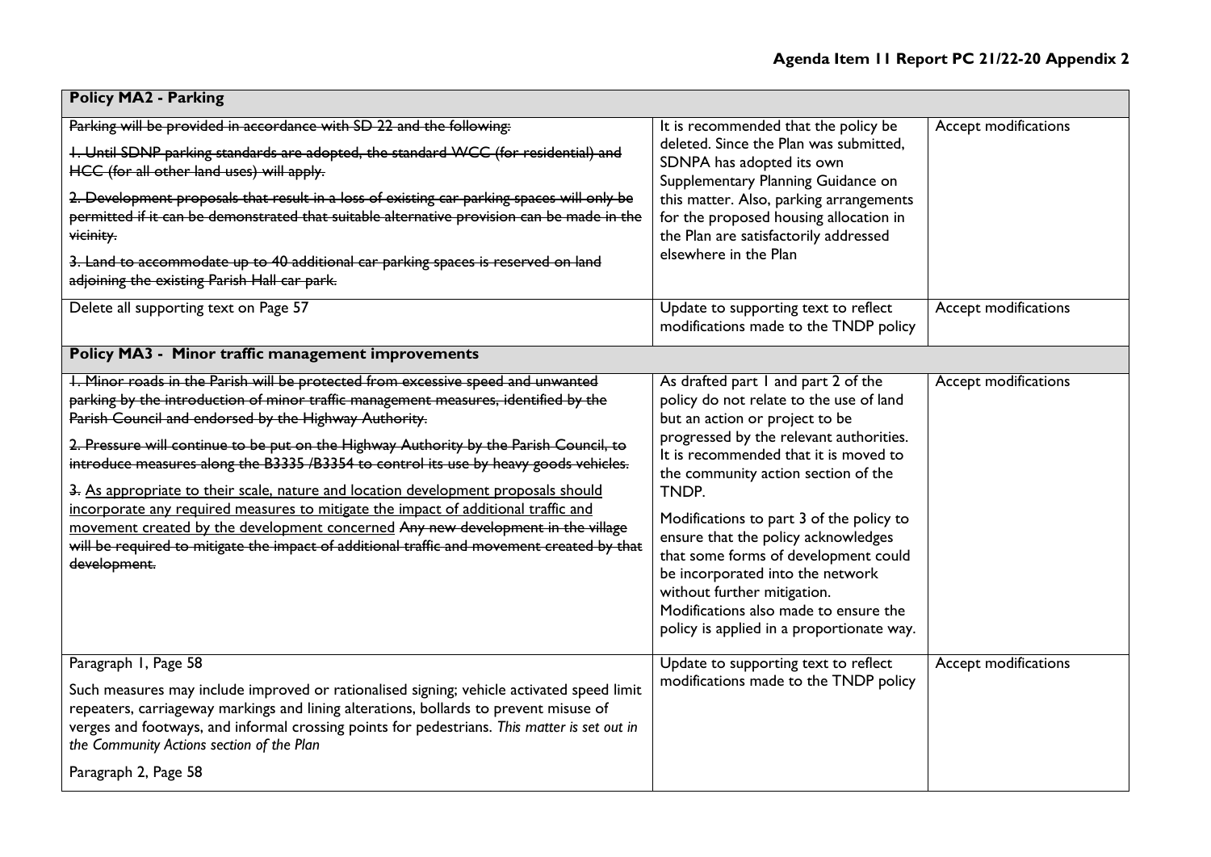| Policy MA2 - Parking | | |
|---|---|---|
| ~~Parking will be provided in accordance with SD 22 and the following:~~<br><br>~~1. Until SDNP parking standards are adopted, the standard WCC (for residential) and HCC (for all other land uses) will apply.~~<br><br>~~2. Development proposals that result in a loss of existing car parking spaces will only be permitted if it can be demonstrated that suitable alternative provision can be made in the vicinity.~~<br><br>~~3. Land to accommodate up to 40 additional car parking spaces is reserved on land adjoining the existing Parish Hall car park.~~ | It is recommended that the policy be deleted. Since the Plan was submitted, SDNPA has adopted its own Supplementary Planning Guidance on this matter. Also, parking arrangements for the proposed housing allocation in the Plan are satisfactorily addressed elsewhere in the Plan | Accept modifications |
| Delete all supporting text on Page 57 | Update to supporting text to reflect modifications made to the TNDP policy | Accept modifications |
| **Policy MA3 - Minor traffic management improvements** | | |
| ~~1. Minor roads in the Parish will be protected from excessive speed and unwanted parking by the introduction of minor traffic management measures, identified by the Parish Council and endorsed by the Highway Authority.~~<br><br>~~2. Pressure will continue to be put on the Highway Authority by the Parish Council, to introduce measures along the B3335 /B3354 to control its use by heavy goods vehicles.~~<br><br>~~3.~~ As appropriate to their scale, nature and location development proposals should incorporate any required measures to mitigate the impact of additional traffic and movement created by the development concerned ~~Any new development in the village will be required to mitigate the impact of additional traffic and movement created by that development.~~ | As drafted part 1 and part 2 of the policy do not relate to the use of land but an action or project to be progressed by the relevant authorities. It is recommended that it is moved to the community action section of the TNDP.<br><br>Modifications to part 3 of the policy to ensure that the policy acknowledges that some forms of development could be incorporated into the network without further mitigation. Modifications also made to ensure the policy is applied in a proportionate way. | Accept modifications |
| Paragraph 1, Page 58<br><br>Such measures may include improved or rationalised signing; vehicle activated speed limit repeaters, carriageway markings and lining alterations, bollards to prevent misuse of verges and footways, and informal crossing points for pedestrians. *This matter is set out in the Community Actions section of the Plan*<br><br>Paragraph 2, Page 58 | Update to supporting text to reflect modifications made to the TNDP policy | Accept modifications |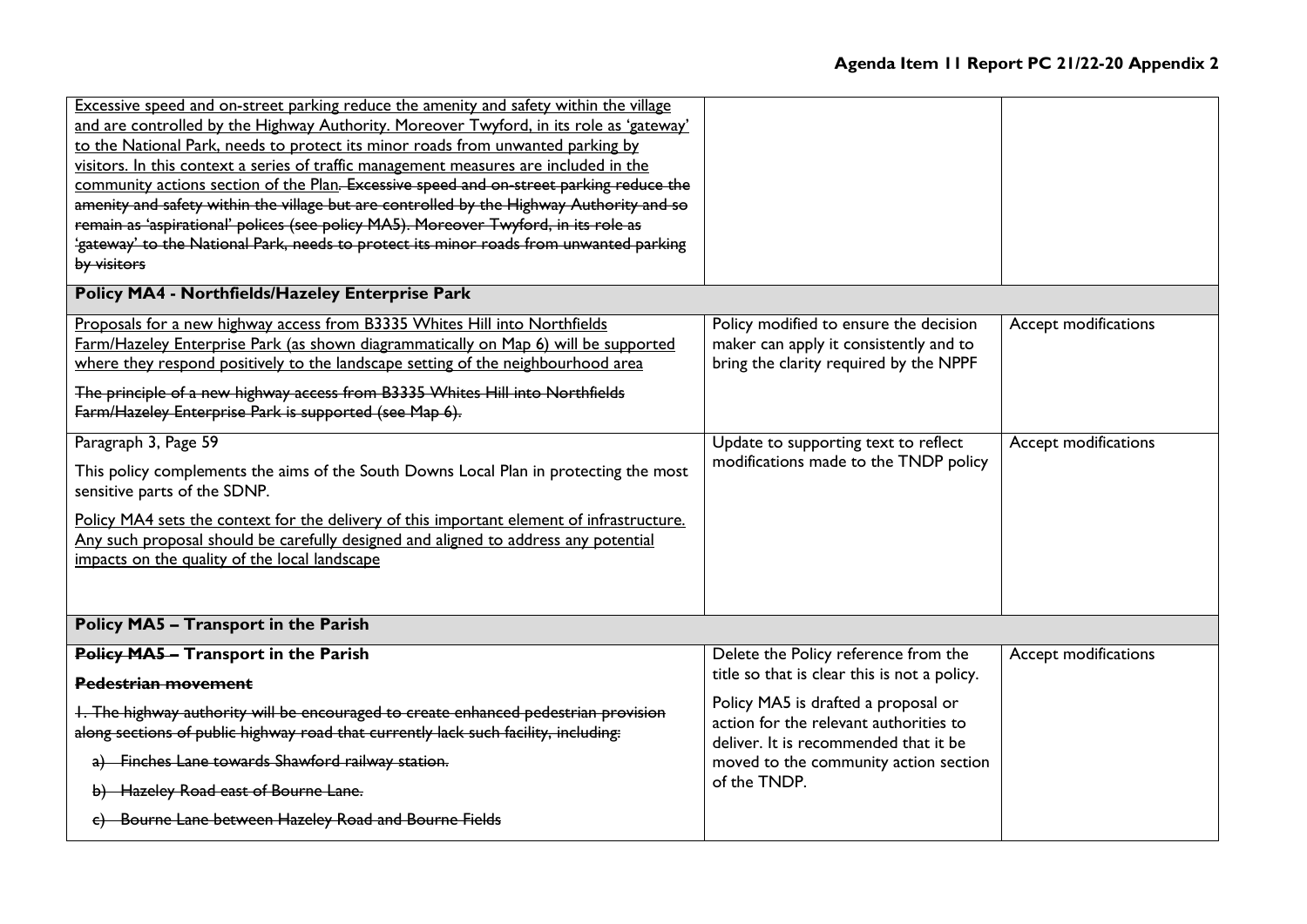| | | |
|---|---|---|
| <u>Excessive speed and on-street parking reduce the amenity and safety within the village and are controlled by the Highway Authority. Moreover Twyford, in its role as 'gateway' to the National Park, needs to protect its minor roads from unwanted parking by visitors. In this context a series of traffic management measures are included in the community actions section of the Plan</u>. ~~Excessive speed and on-street parking reduce the amenity and safety within the village but are controlled by the Highway Authority and so remain as 'aspirational' polices (see policy MA5). Moreover Twyford, in its role as 'gateway' to the National Park, needs to protect its minor roads from unwanted parking by visitors~~ | | |
| **Policy MA4 - Northfields/Hazeley Enterprise Park** | | |
| <u>Proposals for a new highway access from B3335 Whites Hill into Northfields Farm/Hazeley Enterprise Park (as shown diagrammatically on Map 6) will be supported where they respond positively to the landscape setting of the neighbourhood area</u><br><br>~~The principle of a new highway access from B3335 Whites Hill into Northfields Farm/Hazeley Enterprise Park is supported (see Map 6).~~ | Policy modified to ensure the decision maker can apply it consistently and to bring the clarity required by the NPPF | Accept modifications |
| Paragraph 3, Page 59<br><br>This policy complements the aims of the South Downs Local Plan in protecting the most sensitive parts of the SDNP.<br><br><u>Policy MA4 sets the context for the delivery of this important element of infrastructure. Any such proposal should be carefully designed and aligned to address any potential impacts on the quality of the local landscape</u> | Update to supporting text to reflect modifications made to the TNDP policy | Accept modifications |
| **Policy MA5 – Transport in the Parish** | | |
| **~~Policy MA5 –~~ Transport in the Parish**<br><br>**~~Pedestrian movement~~**<br><br>~~1. The highway authority will be encouraged to create enhanced pedestrian provision along sections of public highway road that currently lack such facility, including:~~<br><br>~~a) Finches Lane towards Shawford railway station.~~<br><br>~~b) Hazeley Road east of Bourne Lane.~~<br><br>~~c) Bourne Lane between Hazeley Road and Bourne Fields~~ | Delete the Policy reference from the title so that is clear this is not a policy.<br><br>Policy MA5 is drafted a proposal or action for the relevant authorities to deliver. It is recommended that it be moved to the community action section of the TNDP. | Accept modifications |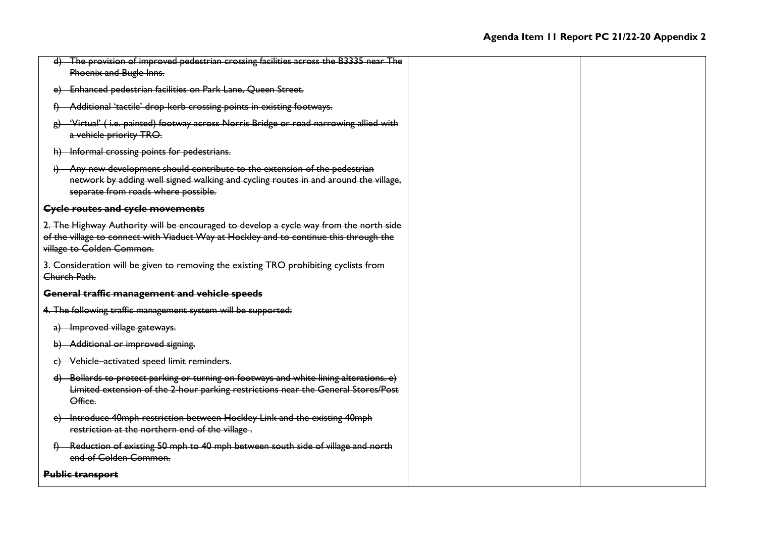| | | |
|---|---|---|
| ~~d) The provision of improved pedestrian crossing facilities across the B3335 near The Phoenix and Bugle Inns.~~<br><br>~~e) Enhanced pedestrian facilities on Park Lane, Queen Street.~~<br><br>~~f) Additional 'tactile' drop-kerb crossing points in existing footways.~~<br><br>~~g) 'Virtual' ( i.e. painted) footway across Norris Bridge or road narrowing allied with a vehicle priority TRO.~~<br><br>~~h) Informal crossing points for pedestrians.~~<br><br>~~i) Any new development should contribute to the extension of the pedestrian network by adding well signed walking and cycling routes in and around the village, separate from roads where possible.~~<br><br>~~**Cycle routes and cycle movements**~~<br><br>~~2. The Highway Authority will be encouraged to develop a cycle way from the north side of the village to connect with Viaduct Way at Hockley and to continue this through the village to Colden Common.~~<br><br>~~3. Consideration will be given to removing the existing TRO prohibiting cyclists from Church Path.~~<br><br>~~**General traffic management and vehicle speeds**~~<br><br>~~4. The following traffic management system will be supported:~~<br><br>~~a) Improved village gateways.~~<br><br>~~b) Additional or improved signing.~~<br><br>~~c) Vehicle–activated speed limit reminders.~~<br><br>~~d) Bollards to protect parking or turning on footways and white lining alterations. e) Limited extension of the 2-hour parking restrictions near the General Stores/Post Office.~~<br><br>~~e) Introduce 40mph restriction between Hockley Link and the existing 40mph restriction at the northern end of the village .~~<br><br>~~f) Reduction of existing 50 mph to 40 mph between south side of village and north end of Colden Common.~~<br><br>~~**Public transport**~~ | | |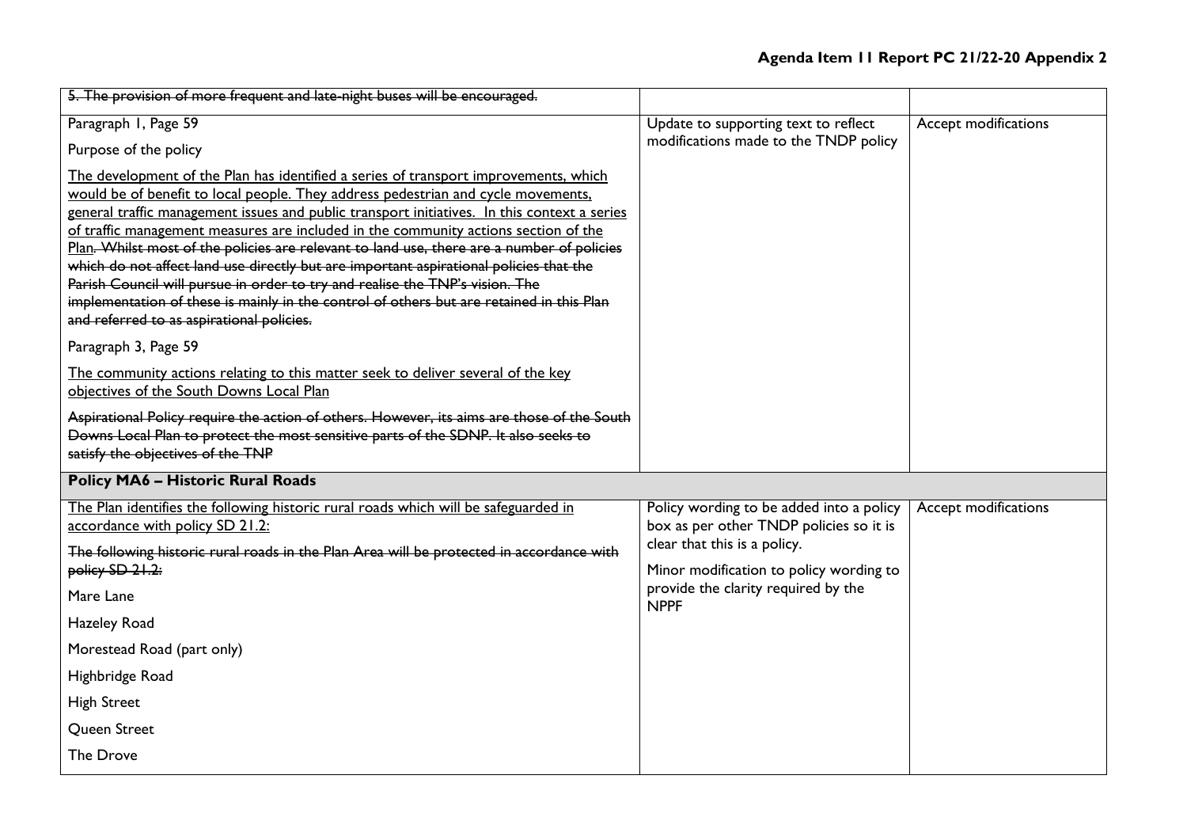| | | |
|---|---|---|
| ~~5. The provision of more frequent and late-night buses will be encouraged.~~ | | |
| Paragraph 1, Page 59<br><br>Purpose of the policy<br><br><u>The development of the Plan has identified a series of transport improvements, which would be of benefit to local people. They address pedestrian and cycle movements, general traffic management issues and public transport initiatives. In this context a series of traffic management measures are included in the community actions section of the Plan</u>~~. Whilst most of the policies are relevant to land use, there are a number of policies which do not affect land use directly but are important aspirational policies that the Parish Council will pursue in order to try and realise the TNP's vision. The implementation of these is mainly in the control of others but are retained in this Plan and referred to as aspirational policies.~~<br><br>Paragraph 3, Page 59<br><br><u>The community actions relating to this matter seek to deliver several of the key objectives of the South Downs Local Plan</u><br><br>~~Aspirational Policy require the action of others. However, its aims are those of the South Downs Local Plan to protect the most sensitive parts of the SDNP. It also seeks to satisfy the objectives of the TNP~~ | Update to supporting text to reflect modifications made to the TNDP policy | Accept modifications |
| **Policy MA6 – Historic Rural Roads** | | |
| <u>The Plan identifies the following historic rural roads which will be safeguarded in accordance with policy SD 21.2:</u><br><br>~~The following historic rural roads in the Plan Area will be protected in accordance with policy SD 21.2:~~<br><br>Mare Lane<br><br>Hazeley Road<br><br>Morestead Road (part only)<br><br>Highbridge Road<br><br>High Street<br><br>Queen Street<br><br>The Drove | Policy wording to be added into a policy box as per other TNDP policies so it is clear that this is a policy.<br><br>Minor modification to policy wording to provide the clarity required by the NPPF | Accept modifications |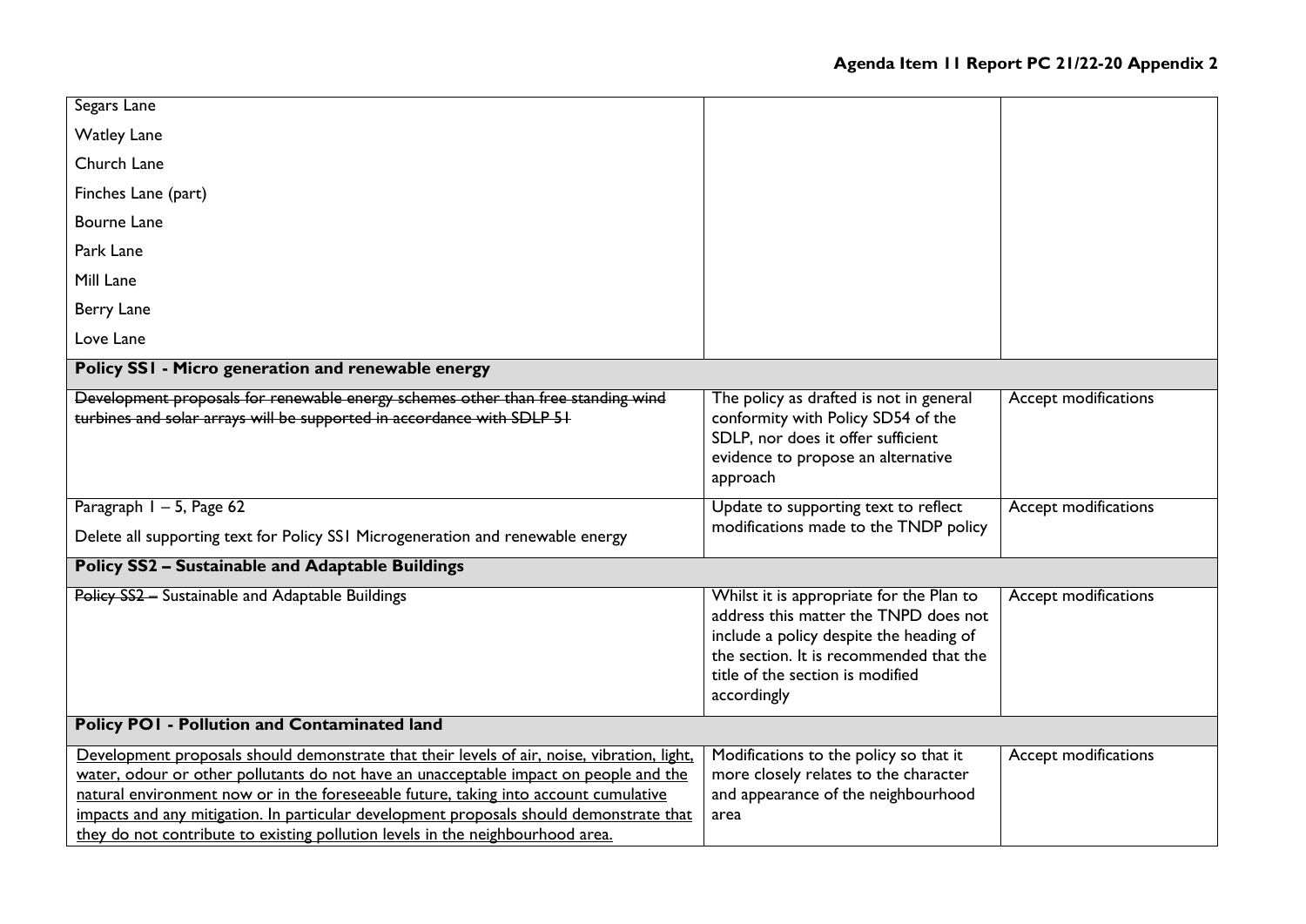| | | |
|---|---|---|
| Segars Lane<br>Watley Lane<br>Church Lane<br>Finches Lane (part)<br>Bourne Lane<br>Park Lane<br>Mill Lane<br>Berry Lane<br>Love Lane | | |
| **Policy SS1 - Micro generation and renewable energy** | | |
| ~~Development proposals for renewable energy schemes other than free standing wind turbines and solar arrays will be supported in accordance with SDLP 51~~ | The policy as drafted is not in general conformity with Policy SD54 of the SDLP, nor does it offer sufficient evidence to propose an alternative approach | Accept modifications |
| Paragraph 1 – 5, Page 62<br>Delete all supporting text for Policy SS1 Microgeneration and renewable energy | Update to supporting text to reflect modifications made to the TNDP policy | Accept modifications |
| **Policy SS2 – Sustainable and Adaptable Buildings** | | |
| ~~Policy SS2 –~~ Sustainable and Adaptable Buildings | Whilst it is appropriate for the Plan to address this matter the TNPD does not include a policy despite the heading of the section. It is recommended that the title of the section is modified accordingly | Accept modifications |
| **Policy PO1 - Pollution and Contaminated land** | | |
| <u>Development proposals should demonstrate that their levels of air, noise, vibration, light, water, odour or other pollutants do not have an unacceptable impact on people and the natural environment now or in the foreseeable future, taking into account cumulative impacts and any mitigation. In particular development proposals should demonstrate that they do not contribute to existing pollution levels in the neighbourhood area.</u> | Modifications to the policy so that it more closely relates to the character and appearance of the neighbourhood area | Accept modifications |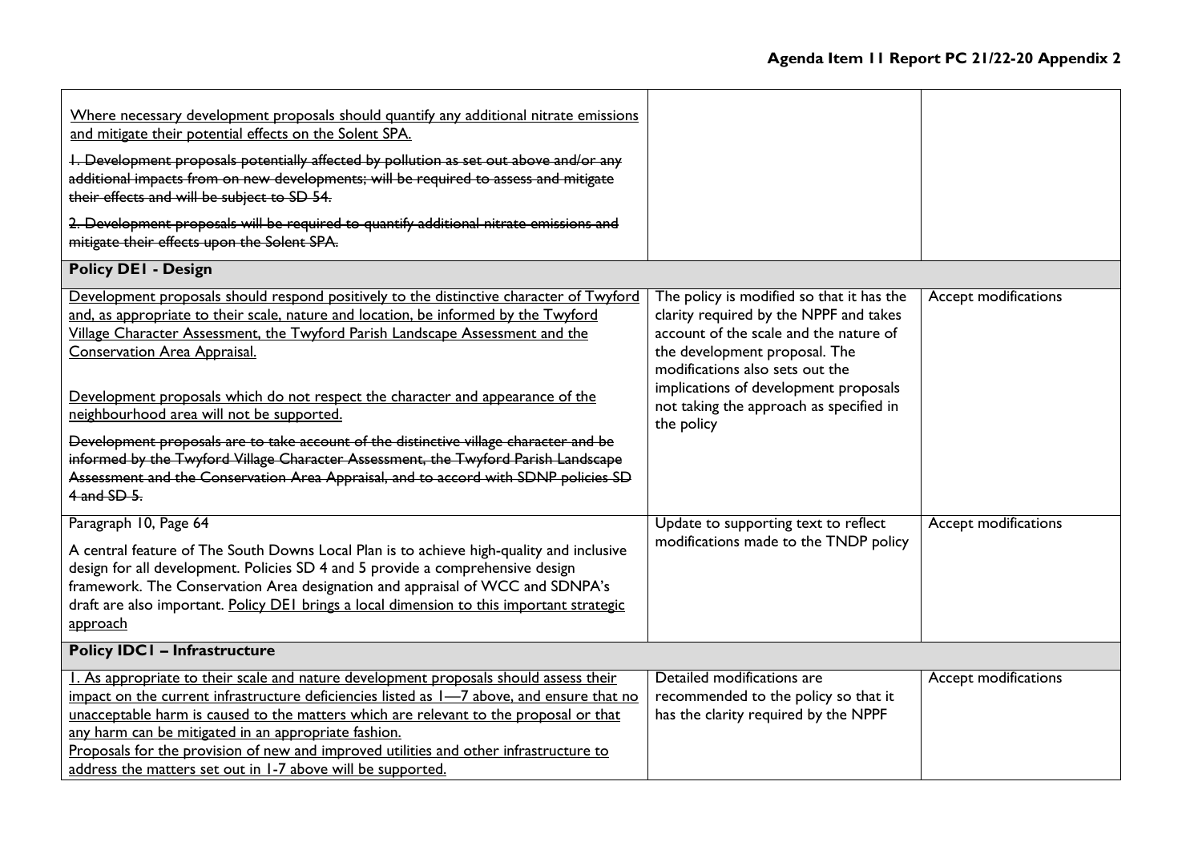| | | |
|---|---|---|
| <u>Where necessary development proposals should quantify any additional nitrate emissions and mitigate their potential effects on the Solent SPA.</u><br><br>~~1. Development proposals potentially affected by pollution as set out above and/or any additional impacts from on new developments; will be required to assess and mitigate their effects and will be subject to SD 54.~~<br><br>~~2. Development proposals will be required to quantify additional nitrate emissions and mitigate their effects upon the Solent SPA.~~ | | |
| **Policy DE1 - Design** | | |
| <u>Development proposals should respond positively to the distinctive character of Twyford and, as appropriate to their scale, nature and location, be informed by the Twyford Village Character Assessment, the Twyford Parish Landscape Assessment and the Conservation Area Appraisal.</u><br><br><u>Development proposals which do not respect the character and appearance of the neighbourhood area will not be supported.</u><br><br>~~Development proposals are to take account of the distinctive village character and be informed by the Twyford Village Character Assessment, the Twyford Parish Landscape Assessment and the Conservation Area Appraisal, and to accord with SDNP policies SD 4 and SD 5.~~ | The policy is modified so that it has the clarity required by the NPPF and takes account of the scale and the nature of the development proposal. The modifications also sets out the implications of development proposals not taking the approach as specified in the policy | Accept modifications |
| Paragraph 10, Page 64<br><br>A central feature of The South Downs Local Plan is to achieve high-quality and inclusive design for all development. Policies SD 4 and 5 provide a comprehensive design framework. The Conservation Area designation and appraisal of WCC and SDNPA's draft are also important. <u>Policy DE1 brings a local dimension to this important strategic approach</u> | Update to supporting text to reflect modifications made to the TNDP policy | Accept modifications |
| **Policy IDC1 – Infrastructure** | | |
| <u>1. As appropriate to their scale and nature development proposals should assess their impact on the current infrastructure deficiencies listed as 1—7 above, and ensure that no unacceptable harm is caused to the matters which are relevant to the proposal or that any harm can be mitigated in an appropriate fashion.</u><br><u>Proposals for the provision of new and improved utilities and other infrastructure to address the matters set out in 1-7 above will be supported.</u> | Detailed modifications are recommended to the policy so that it has the clarity required by the NPPF | Accept modifications |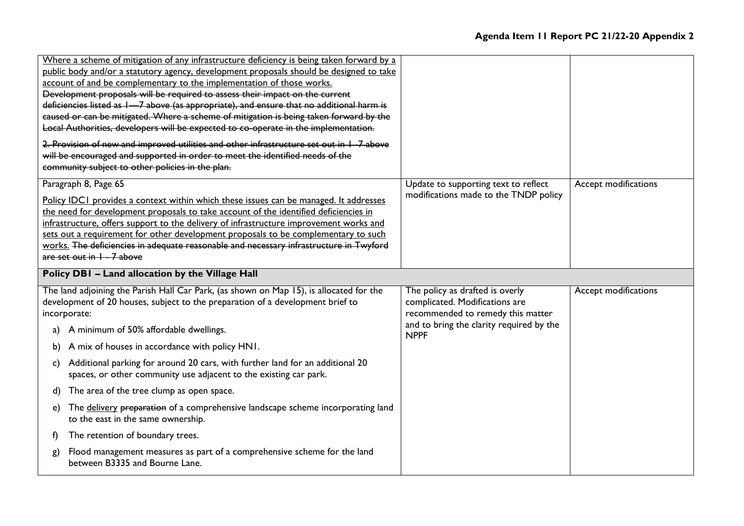| | | |
|---|---|---|
| <u>Where a scheme of mitigation of any infrastructure deficiency is being taken forward by a public body and/or a statutory agency, development proposals should be designed to take account of and be complementary to the implementation of those works.</u><br>~~Development proposals will be required to assess their impact on the current deficiencies listed as 1—7 above (as appropriate), and ensure that no additional harm is caused or can be mitigated. Where a scheme of mitigation is being taken forward by the Local Authorities, developers will be expected to co-operate in the implementation.~~<br>~~2. Provision of new and improved utilities and other infrastructure set out in 1–7 above will be encouraged and supported in order to meet the identified needs of the community subject to other policies in the plan.~~ | | |
| Paragraph 8, Page 65<br>Policy IDC1 provides a context within which these issues can be managed. <u>It addresses the need for development proposals to take account of the identified deficiencies in infrastructure, offers support to the delivery of infrastructure improvement works and sets out a requirement for other development proposals to be complementary to such works.</u> ~~The deficiencies in adequate reasonable and necessary infrastructure in Twyford are set out in 1 - 7 above~~ | Update to supporting text to reflect modifications made to the TNDP policy | Accept modifications |
| **Policy DB1 – Land allocation by the Village Hall** | | |
| The land adjoining the Parish Hall Car Park, (as shown on Map 15), is allocated for the development of 20 houses, subject to the preparation of a development brief to incorporate:<br>a) A minimum of 50% affordable dwellings.<br>b) A mix of houses in accordance with policy HN1.<br>c) Additional parking for around 20 cars, with further land for an additional 20 spaces, or other community use adjacent to the existing car park.<br>d) The area of the tree clump as open space.<br>e) The <u>delivery</u> ~~preparation~~ of a comprehensive landscape scheme incorporating land to the east in the same ownership.<br>f) The retention of boundary trees.<br>g) Flood management measures as part of a comprehensive scheme for the land between B3335 and Bourne Lane. | The policy as drafted is overly complicated. Modifications are recommended to remedy this matter and to bring the clarity required by the NPPF | Accept modifications |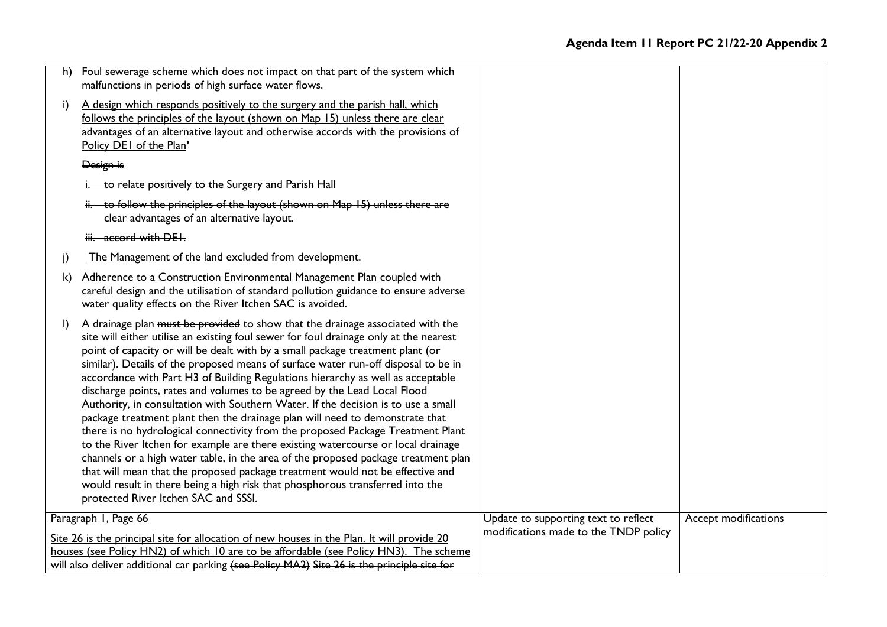**Agenda Item 11 Report PC 21/22-20 Appendix 2**

| | | |
|---|---|---|
| h) Foul sewerage scheme which does not impact on that part of the system which malfunctions in periods of high surface water flows.<br><br>~~i)~~ <u>A design which responds positively to the surgery and the parish hall, which follows the principles of the layout (shown on Map 15) unless there are clear advantages of an alternative layout and otherwise accords with the provisions of Policy DE1 of the Plan</u>'<br><br>~~Design is~~<br><br>~~i. to relate positively to the Surgery and Parish Hall~~<br><br>~~ii. to follow the principles of the layout (shown on Map 15) unless there are clear advantages of an alternative layout.~~<br><br>~~iii. accord with DE1.~~<br><br>j) <u>The</u> Management of the land excluded from development.<br><br>k) Adherence to a Construction Environmental Management Plan coupled with careful design and the utilisation of standard pollution guidance to ensure adverse water quality effects on the River Itchen SAC is avoided.<br><br>l) A drainage plan ~~must be provided~~ to show that the drainage associated with the site will either utilise an existing foul sewer for foul drainage only at the nearest point of capacity or will be dealt with by a small package treatment plant (or similar). Details of the proposed means of surface water run-off disposal to be in accordance with Part H3 of Building Regulations hierarchy as well as acceptable discharge points, rates and volumes to be agreed by the Lead Local Flood Authority, in consultation with Southern Water. If the decision is to use a small package treatment plant then the drainage plan will need to demonstrate that there is no hydrological connectivity from the proposed Package Treatment Plant to the River Itchen for example are there existing watercourse or local drainage channels or a high water table, in the area of the proposed package treatment plan that will mean that the proposed package treatment would not be effective and would result in there being a high risk that phosphorous transferred into the protected River Itchen SAC and SSSI. | | |
| Paragraph 1, Page 66<br><br><u>Site 26 is the principal site for allocation of new houses in the Plan. It will provide 20 houses (see Policy HN2) of which 10 are to be affordable (see Policy HN3). The scheme will also deliver additional car parking</u> ~~(see Policy MA2) Site 26 is the principle site for~~ | Update to supporting text to reflect modifications made to the TNDP policy | Accept modifications |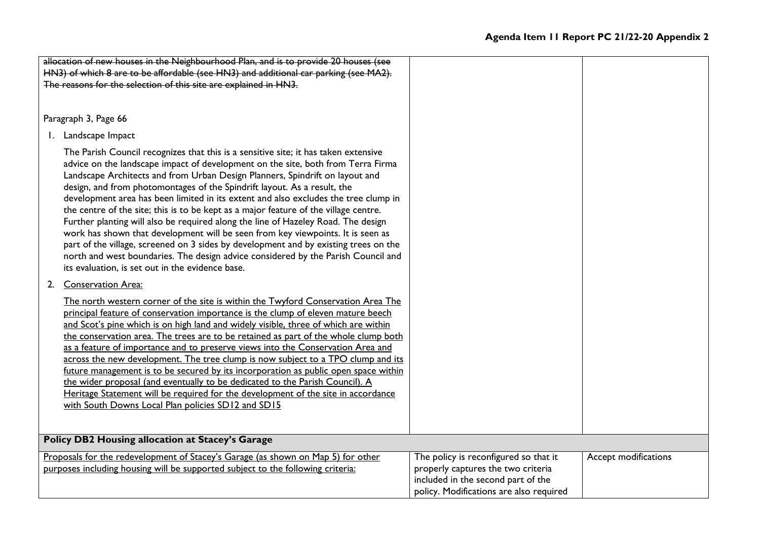| | | |
|---|---|---|
| ~~allocation of new houses in the Neighbourhood Plan, and is to provide 20 houses (see HN3) of which 8 are to be affordable (see HN3) and additional car parking (see MA2). The reasons for the selection of this site are explained in HN3.~~<br><br>Paragraph 3, Page 66<br><br>1. Landscape Impact<br><br>The Parish Council recognizes that this is a sensitive site; it has taken extensive advice on the landscape impact of development on the site, both from Terra Firma Landscape Architects and from Urban Design Planners, Spindrift on layout and design, and from photomontages of the Spindrift layout. As a result, the development area has been limited in its extent and also excludes the tree clump in the centre of the site; this is to be kept as a major feature of the village centre. Further planting will also be required along the line of Hazeley Road. The design work has shown that development will be seen from key viewpoints. It is seen as part of the village, screened on 3 sides by development and by existing trees on the north and west boundaries. The design advice considered by the Parish Council and its evaluation, is set out in the evidence base.<br><br>2. <u>Conservation Area:</u><br><br><u>The north western corner of the site is within the Twyford Conservation Area The principal feature of conservation importance is the clump of eleven mature beech and Scot's pine which is on high land and widely visible, three of which are within the conservation area. The trees are to be retained as part of the whole clump both as a feature of importance and to preserve views into the Conservation Area and across the new development. The tree clump is now subject to a TPO clump and its future management is to be secured by its incorporation as public open space within the wider proposal (and eventually to be dedicated to the Parish Council). A Heritage Statement will be required for the development of the site in accordance with South Downs Local Plan policies SD12 and SD15</u> | | |
| **Policy DB2 Housing allocation at Stacey's Garage** | | |
| <u>Proposals for the redevelopment of Stacey's Garage (as shown on Map 5) for other purposes including housing will be supported subject to the following criteria:</u> | The policy is reconfigured so that it properly captures the two criteria included in the second part of the policy. Modifications are also required | Accept modifications |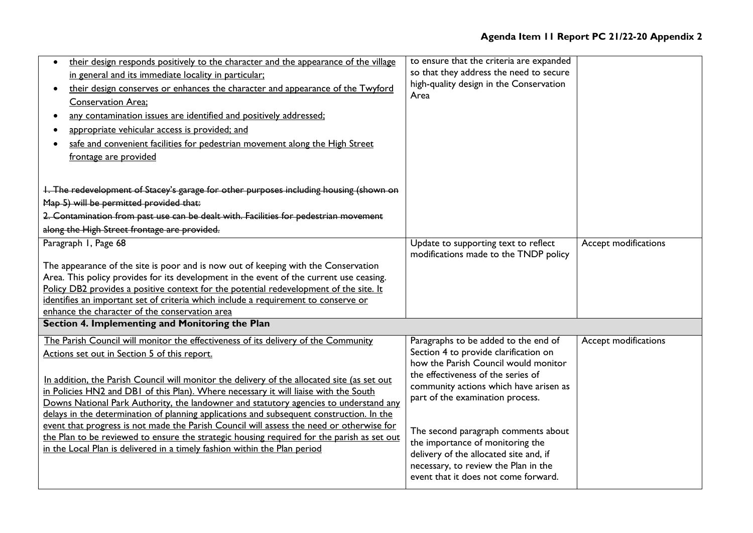| | | |
|---|---|---|
| • <u>their design responds positively to the character and the appearance of the village in general and its immediate locality in particular;</u><br>• <u>their design conserves or enhances the character and appearance of the Twyford Conservation Area;</u><br>• <u>any contamination issues are identified and positively addressed;</u><br>• <u>appropriate vehicular access is provided; and</u><br>• <u>safe and convenient facilities for pedestrian movement along the High Street frontage are provided</u><br><br>~~1. The redevelopment of Stacey's garage for other purposes including housing (shown on Map 5) will be permitted provided that:~~<br>~~2. Contamination from past use can be dealt with. Facilities for pedestrian movement along the High Street frontage are provided.~~ | to ensure that the criteria are expanded so that they address the need to secure high-quality design in the Conservation Area | |
| Paragraph 1, Page 68<br><br>The appearance of the site is poor and is now out of keeping with the Conservation Area. This policy provides for its development in the event of the current use ceasing. <u>Policy DB2 provides a positive context for the potential redevelopment of the site. It identifies an important set of criteria which include a requirement to conserve or enhance the character of the conservation area</u> | Update to supporting text to reflect modifications made to the TNDP policy | Accept modifications |
| **Section 4. Implementing and Monitoring the Plan** | | |
| <u>The Parish Council will monitor the effectiveness of its delivery of the Community Actions set out in Section 5 of this report.</u><br><br><u>In addition, the Parish Council will monitor the delivery of the allocated site (as set out in Policies HN2 and DB1 of this Plan). Where necessary it will liaise with the South Downs National Park Authority, the landowner and statutory agencies to understand any delays in the determination of planning applications and subsequent construction. In the event that progress is not made the Parish Council will assess the need or otherwise for the Plan to be reviewed to ensure the strategic housing required for the parish as set out in the Local Plan is delivered in a timely fashion within the Plan period</u> | Paragraphs to be added to the end of Section 4 to provide clarification on how the Parish Council would monitor the effectiveness of the series of community actions which have arisen as part of the examination process.<br><br>The second paragraph comments about the importance of monitoring the delivery of the allocated site and, if necessary, to review the Plan in the event that it does not come forward. | Accept modifications |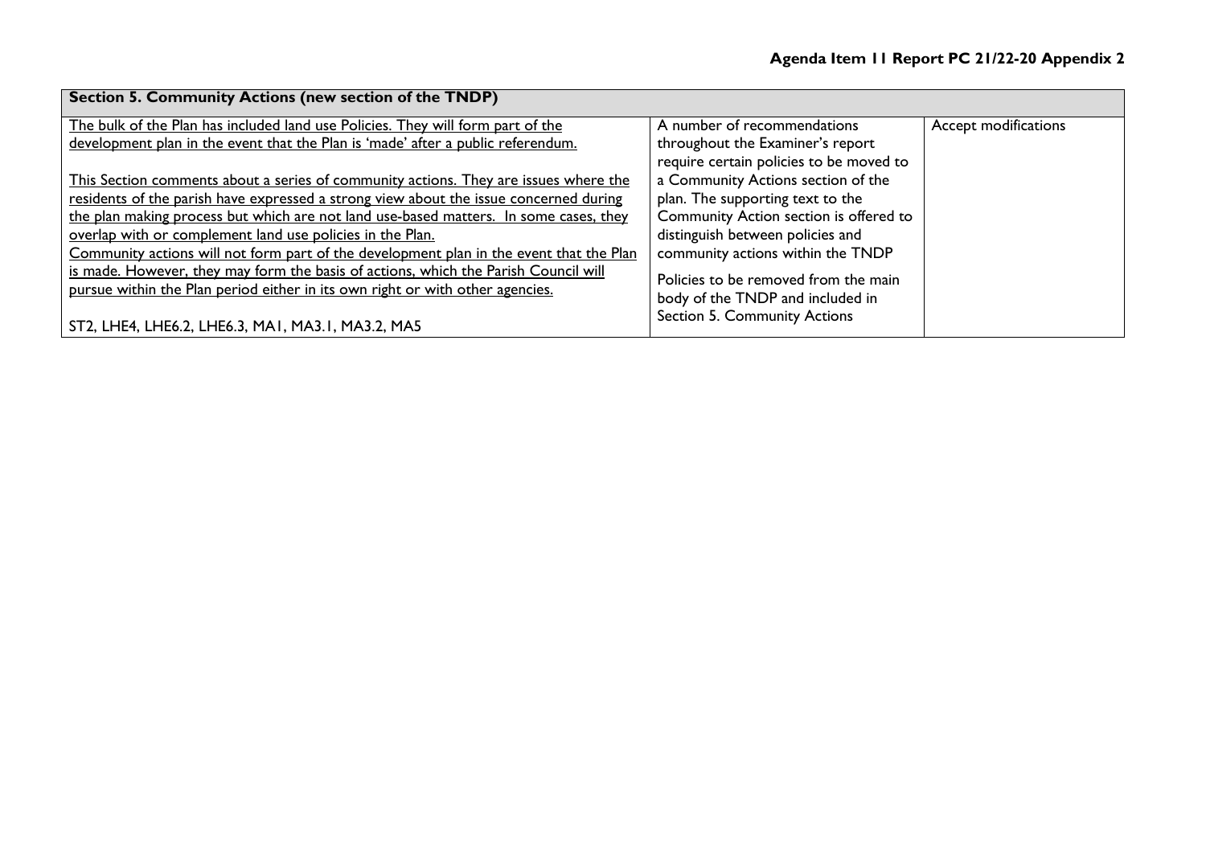**Agenda Item 11 Report PC 21/22-20 Appendix 2**

| **Section 5. Community Actions (new section of the TNDP)** | | |
|---|---|---|
| <u>The bulk of the Plan has included land use Policies. They will form part of the development plan in the event that the Plan is 'made' after a public referendum.</u><br><br><u>This Section comments about a series of community actions. They are issues where the residents of the parish have expressed a strong view about the issue concerned during the plan making process but which are not land use-based matters. In some cases, they overlap with or complement land use policies in the Plan.</u><br><u>Community actions will not form part of the development plan in the event that the Plan is made. However, they may form the basis of actions, which the Parish Council will pursue within the Plan period either in its own right or with other agencies.</u><br><br>ST2, LHE4, LHE6.2, LHE6.3, MA1, MA3.1, MA3.2, MA5 | A number of recommendations throughout the Examiner's report require certain policies to be moved to a Community Actions section of the plan. The supporting text to the Community Action section is offered to distinguish between policies and community actions within the TNDP<br><br>Policies to be removed from the main body of the TNDP and included in Section 5. Community Actions | Accept modifications |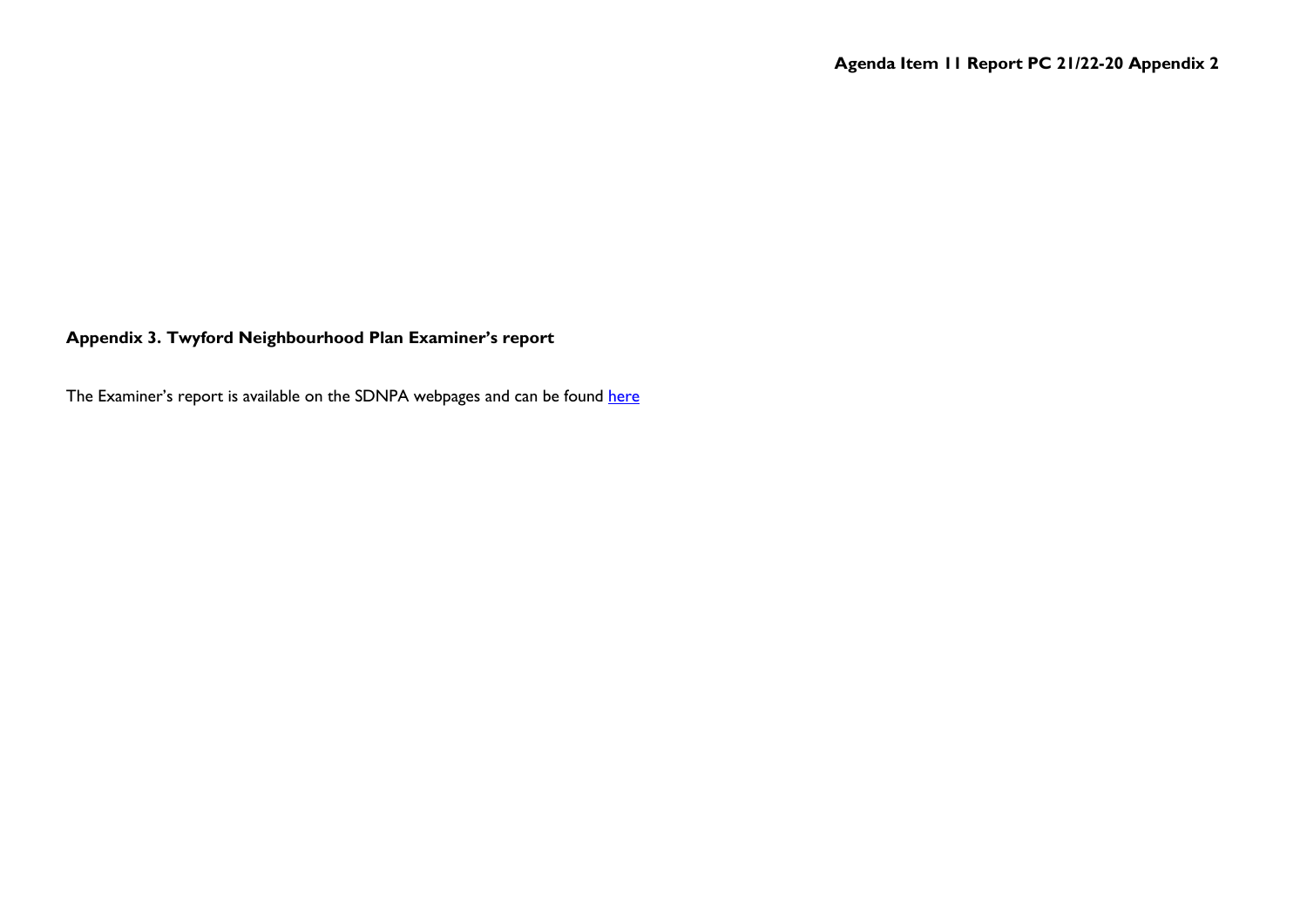**Appendix 3. Twyford Neighbourhood Plan Examiner's report**

The Examiner's report is available on the SDNPA webpages and can be found here